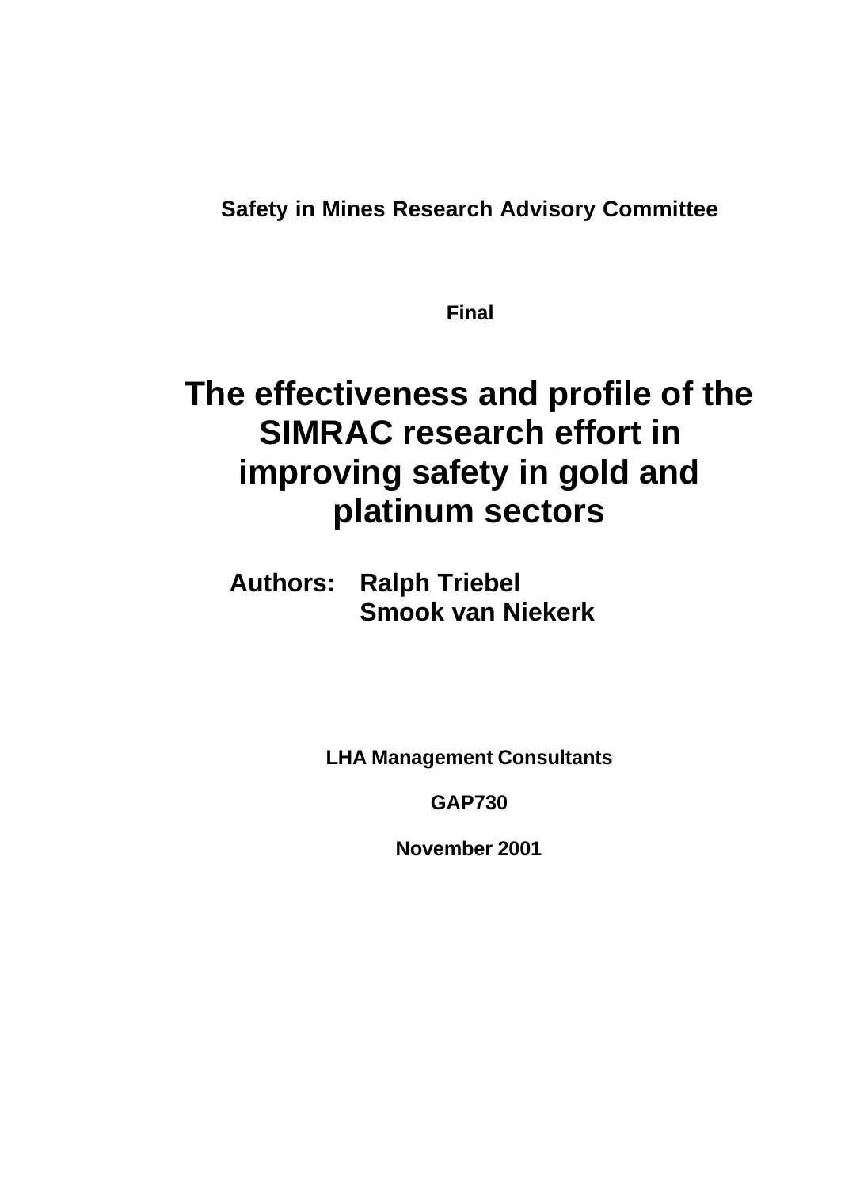**Safety in Mines Research Advisory Committee**

**Final**

# The effectiveness and profile of the SIMRAC research effort in improving safety in gold and platinum sectors

**Authors: Ralph Triebel**
**Smook van Niekerk**

**LHA Management Consultants**

**GAP730**

**November 2001**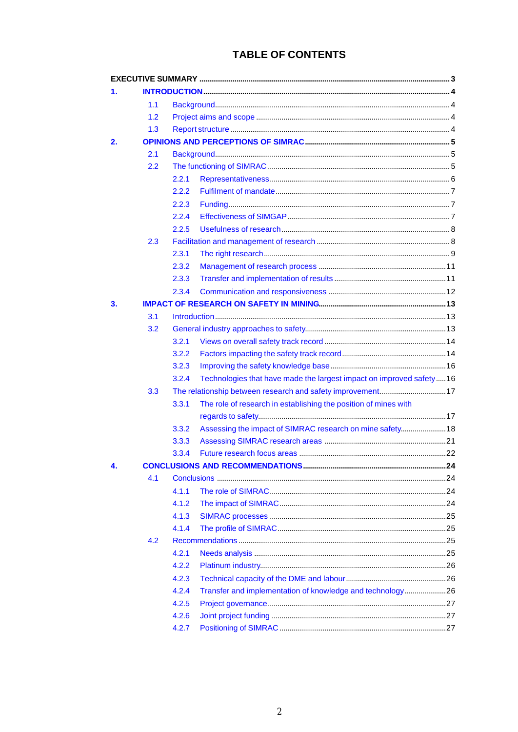# TABLE OF CONTENTS

**EXECUTIVE SUMMARY** ..... **3**

**1. INTRODUCTION** ..... **4**

- 1.1 Background ..... 4
- 1.2 Project aims and scope ..... 4
- 1.3 Report structure ..... 4

**2. OPINIONS AND PERCEPTIONS OF SIMRAC** ..... **5**

- 2.1 Background ..... 5
- 2.2 The functioning of SIMRAC ..... 5
  - 2.2.1 Representativeness ..... 6
  - 2.2.2 Fulfilment of mandate ..... 7
  - 2.2.3 Funding ..... 7
  - 2.2.4 Effectiveness of SIMGAP ..... 7
  - 2.2.5 Usefulness of research ..... 8
- 2.3 Facilitation and management of research ..... 8
  - 2.3.1 The right research ..... 9
  - 2.3.2 Management of research process ..... 11
  - 2.3.3 Transfer and implementation of results ..... 11
  - 2.3.4 Communication and responsiveness ..... 12

**3. IMPACT OF RESEARCH ON SAFETY IN MINING** ..... **13**

- 3.1 Introduction ..... 13
- 3.2 General industry approaches to safety ..... 13
  - 3.2.1 Views on overall safety track record ..... 14
  - 3.2.2 Factors impacting the safety track record ..... 14
  - 3.2.3 Improving the safety knowledge base ..... 16
  - 3.2.4 Technologies that have made the largest impact on improved safety ..... 16
- 3.3 The relationship between research and safety improvement ..... 17
  - 3.3.1 The role of research in establishing the position of mines with regards to safety ..... 17
  - 3.3.2 Assessing the impact of SIMRAC research on mine safety ..... 18
  - 3.3.3 Assessing SIMRAC research areas ..... 21
  - 3.3.4 Future research focus areas ..... 22

**4. CONCLUSIONS AND RECOMMENDATIONS** ..... **24**

- 4.1 Conclusions ..... 24
  - 4.1.1 The role of SIMRAC ..... 24
  - 4.1.2 The impact of SIMRAC ..... 24
  - 4.1.3 SIMRAC processes ..... 25
  - 4.1.4 The profile of SIMRAC ..... 25
- 4.2 Recommendations ..... 25
  - 4.2.1 Needs analysis ..... 25
  - 4.2.2 Platinum industry ..... 26
  - 4.2.3 Technical capacity of the DME and labour ..... 26
  - 4.2.4 Transfer and implementation of knowledge and technology ..... 26
  - 4.2.5 Project governance ..... 27
  - 4.2.6 Joint project funding ..... 27
  - 4.2.7 Positioning of SIMRAC ..... 27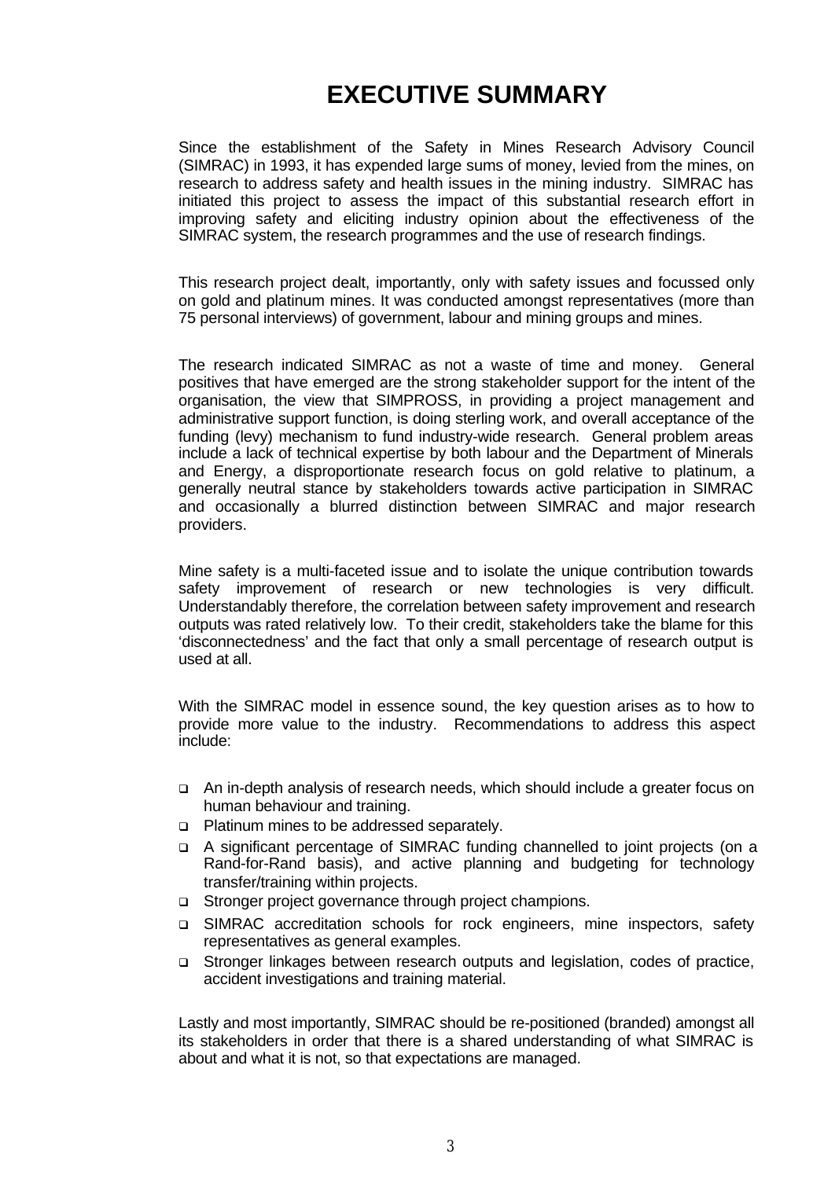# EXECUTIVE SUMMARY

Since the establishment of the Safety in Mines Research Advisory Council (SIMRAC) in 1993, it has expended large sums of money, levied from the mines, on research to address safety and health issues in the mining industry. SIMRAC has initiated this project to assess the impact of this substantial research effort in improving safety and eliciting industry opinion about the effectiveness of the SIMRAC system, the research programmes and the use of research findings.

This research project dealt, importantly, only with safety issues and focussed only on gold and platinum mines. It was conducted amongst representatives (more than 75 personal interviews) of government, labour and mining groups and mines.

The research indicated SIMRAC as not a waste of time and money. General positives that have emerged are the strong stakeholder support for the intent of the organisation, the view that SIMPROSS, in providing a project management and administrative support function, is doing sterling work, and overall acceptance of the funding (levy) mechanism to fund industry-wide research. General problem areas include a lack of technical expertise by both labour and the Department of Minerals and Energy, a disproportionate research focus on gold relative to platinum, a generally neutral stance by stakeholders towards active participation in SIMRAC and occasionally a blurred distinction between SIMRAC and major research providers.

Mine safety is a multi-faceted issue and to isolate the unique contribution towards safety improvement of research or new technologies is very difficult. Understandably therefore, the correlation between safety improvement and research outputs was rated relatively low. To their credit, stakeholders take the blame for this 'disconnectedness' and the fact that only a small percentage of research output is used at all.

With the SIMRAC model in essence sound, the key question arises as to how to provide more value to the industry. Recommendations to address this aspect include:

- An in-depth analysis of research needs, which should include a greater focus on human behaviour and training.
- Platinum mines to be addressed separately.
- A significant percentage of SIMRAC funding channelled to joint projects (on a Rand-for-Rand basis), and active planning and budgeting for technology transfer/training within projects.
- Stronger project governance through project champions.
- SIMRAC accreditation schools for rock engineers, mine inspectors, safety representatives as general examples.
- Stronger linkages between research outputs and legislation, codes of practice, accident investigations and training material.

Lastly and most importantly, SIMRAC should be re-positioned (branded) amongst all its stakeholders in order that there is a shared understanding of what SIMRAC is about and what it is not, so that expectations are managed.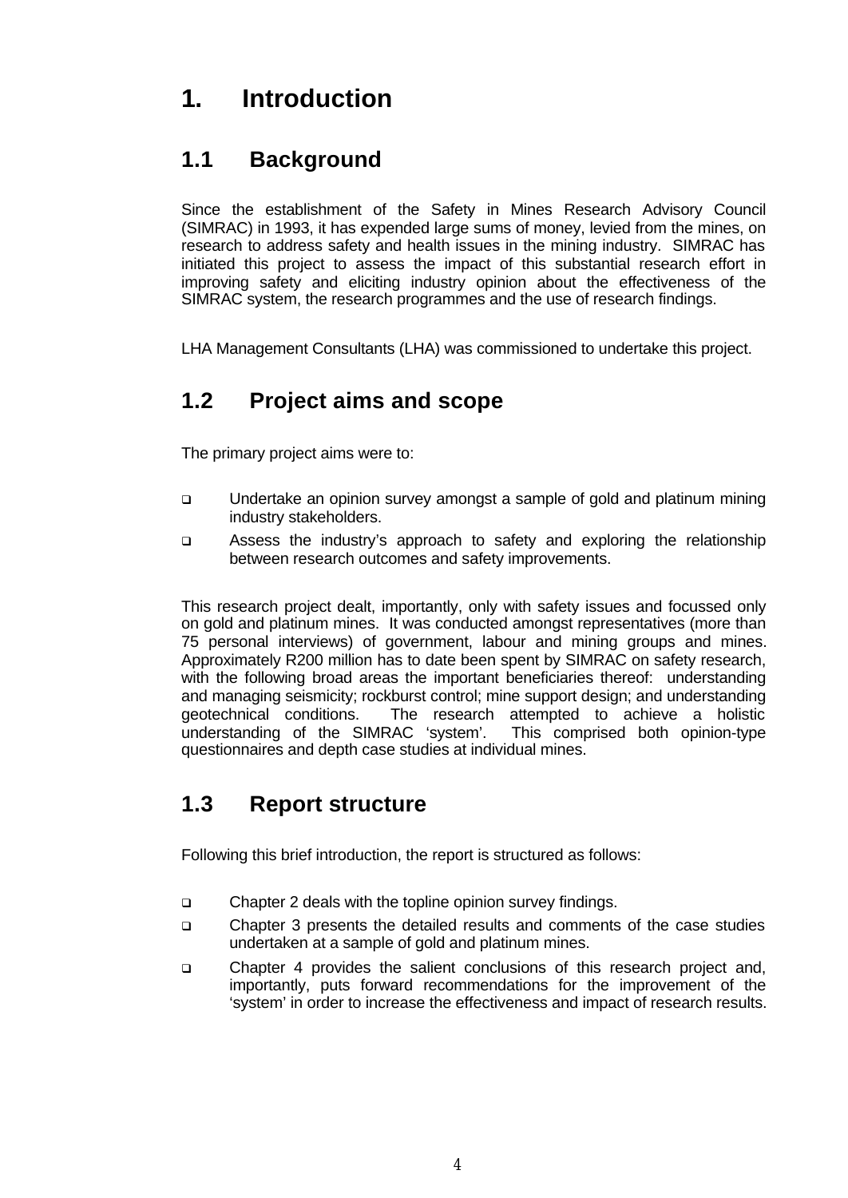# 1. Introduction

## 1.1 Background

Since the establishment of the Safety in Mines Research Advisory Council (SIMRAC) in 1993, it has expended large sums of money, levied from the mines, on research to address safety and health issues in the mining industry. SIMRAC has initiated this project to assess the impact of this substantial research effort in improving safety and eliciting industry opinion about the effectiveness of the SIMRAC system, the research programmes and the use of research findings.

LHA Management Consultants (LHA) was commissioned to undertake this project.

## 1.2 Project aims and scope

The primary project aims were to:

- Undertake an opinion survey amongst a sample of gold and platinum mining industry stakeholders.
- Assess the industry's approach to safety and exploring the relationship between research outcomes and safety improvements.

This research project dealt, importantly, only with safety issues and focussed only on gold and platinum mines. It was conducted amongst representatives (more than 75 personal interviews) of government, labour and mining groups and mines. Approximately R200 million has to date been spent by SIMRAC on safety research, with the following broad areas the important beneficiaries thereof: understanding and managing seismicity; rockburst control; mine support design; and understanding geotechnical conditions. The research attempted to achieve a holistic understanding of the SIMRAC 'system'. This comprised both opinion-type questionnaires and depth case studies at individual mines.

## 1.3 Report structure

Following this brief introduction, the report is structured as follows:

- Chapter 2 deals with the topline opinion survey findings.
- Chapter 3 presents the detailed results and comments of the case studies undertaken at a sample of gold and platinum mines.
- Chapter 4 provides the salient conclusions of this research project and, importantly, puts forward recommendations for the improvement of the 'system' in order to increase the effectiveness and impact of research results.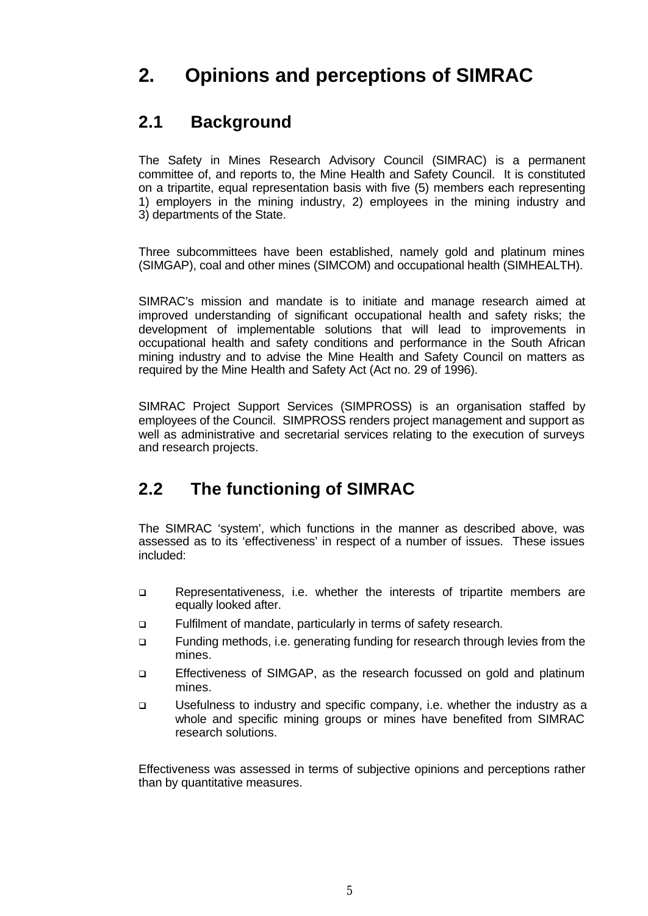# 2. Opinions and perceptions of SIMRAC

## 2.1 Background

The Safety in Mines Research Advisory Council (SIMRAC) is a permanent committee of, and reports to, the Mine Health and Safety Council. It is constituted on a tripartite, equal representation basis with five (5) members each representing 1) employers in the mining industry, 2) employees in the mining industry and 3) departments of the State.

Three subcommittees have been established, namely gold and platinum mines (SIMGAP), coal and other mines (SIMCOM) and occupational health (SIMHEALTH).

SIMRAC's mission and mandate is to initiate and manage research aimed at improved understanding of significant occupational health and safety risks; the development of implementable solutions that will lead to improvements in occupational health and safety conditions and performance in the South African mining industry and to advise the Mine Health and Safety Council on matters as required by the Mine Health and Safety Act (Act no. 29 of 1996).

SIMRAC Project Support Services (SIMPROSS) is an organisation staffed by employees of the Council. SIMPROSS renders project management and support as well as administrative and secretarial services relating to the execution of surveys and research projects.

## 2.2 The functioning of SIMRAC

The SIMRAC 'system', which functions in the manner as described above, was assessed as to its 'effectiveness' in respect of a number of issues. These issues included:

- Representativeness, i.e. whether the interests of tripartite members are equally looked after.
- Fulfilment of mandate, particularly in terms of safety research.
- Funding methods, i.e. generating funding for research through levies from the mines.
- Effectiveness of SIMGAP, as the research focussed on gold and platinum mines.
- Usefulness to industry and specific company, i.e. whether the industry as a whole and specific mining groups or mines have benefited from SIMRAC research solutions.

Effectiveness was assessed in terms of subjective opinions and perceptions rather than by quantitative measures.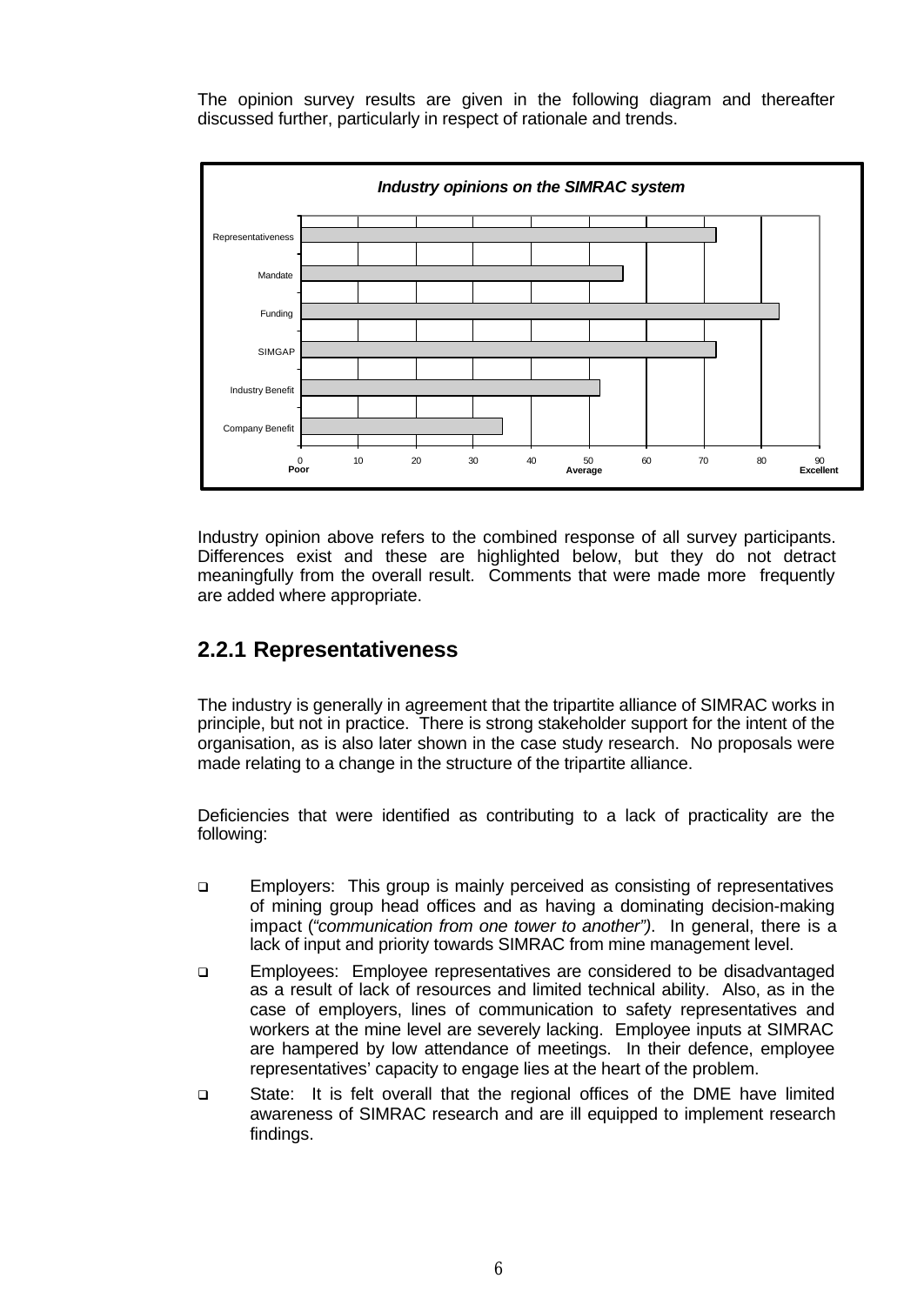The opinion survey results are given in the following diagram and thereafter discussed further, particularly in respect of rationale and trends.

**Industry opinions on the SIMRAC system**

| Category | Rating (0 Poor – 50 Average – 90 Excellent) |
| --- | --- |
| Representativeness | 72 |
| Mandate | 56 |
| Funding | 83 |
| SIMGAP | 72 |
| Industry Benefit | 52 |
| Company Benefit | 35 |

Industry opinion above refers to the combined response of all survey participants. Differences exist and these are highlighted below, but they do not detract meaningfully from the overall result. Comments that were made more frequently are added where appropriate.

## 2.2.1 Representativeness

The industry is generally in agreement that the tripartite alliance of SIMRAC works in principle, but not in practice. There is strong stakeholder support for the intent of the organisation, as is also later shown in the case study research. No proposals were made relating to a change in the structure of the tripartite alliance.

Deficiencies that were identified as contributing to a lack of practicality are the following:

- Employers: This group is mainly perceived as consisting of representatives of mining group head offices and as having a dominating decision-making impact (*"communication from one tower to another")*. In general, there is a lack of input and priority towards SIMRAC from mine management level.
- Employees: Employee representatives are considered to be disadvantaged as a result of lack of resources and limited technical ability. Also, as in the case of employers, lines of communication to safety representatives and workers at the mine level are severely lacking. Employee inputs at SIMRAC are hampered by low attendance of meetings. In their defence, employee representatives' capacity to engage lies at the heart of the problem.
- State: It is felt overall that the regional offices of the DME have limited awareness of SIMRAC research and are ill equipped to implement research findings.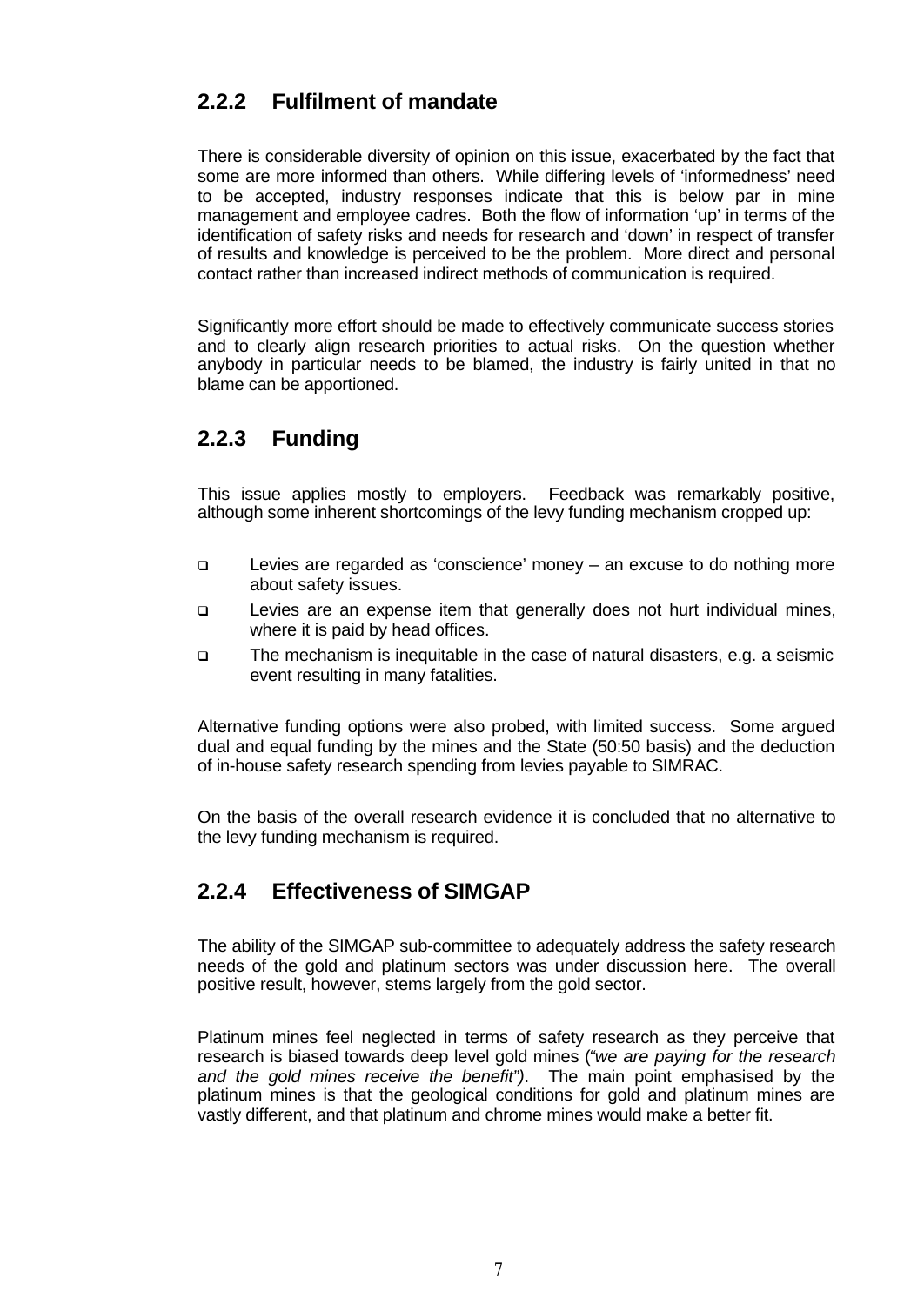### 2.2.2 Fulfilment of mandate

There is considerable diversity of opinion on this issue, exacerbated by the fact that some are more informed than others. While differing levels of 'informedness' need to be accepted, industry responses indicate that this is below par in mine management and employee cadres. Both the flow of information 'up' in terms of the identification of safety risks and needs for research and 'down' in respect of transfer of results and knowledge is perceived to be the problem. More direct and personal contact rather than increased indirect methods of communication is required.

Significantly more effort should be made to effectively communicate success stories and to clearly align research priorities to actual risks. On the question whether anybody in particular needs to be blamed, the industry is fairly united in that no blame can be apportioned.

### 2.2.3 Funding

This issue applies mostly to employers. Feedback was remarkably positive, although some inherent shortcomings of the levy funding mechanism cropped up:

- Levies are regarded as 'conscience' money – an excuse to do nothing more about safety issues.
- Levies are an expense item that generally does not hurt individual mines, where it is paid by head offices.
- The mechanism is inequitable in the case of natural disasters, e.g. a seismic event resulting in many fatalities.

Alternative funding options were also probed, with limited success. Some argued dual and equal funding by the mines and the State (50:50 basis) and the deduction of in-house safety research spending from levies payable to SIMRAC.

On the basis of the overall research evidence it is concluded that no alternative to the levy funding mechanism is required.

### 2.2.4 Effectiveness of SIMGAP

The ability of the SIMGAP sub-committee to adequately address the safety research needs of the gold and platinum sectors was under discussion here. The overall positive result, however, stems largely from the gold sector.

Platinum mines feel neglected in terms of safety research as they perceive that research is biased towards deep level gold mines *("we are paying for the research and the gold mines receive the benefit")*. The main point emphasised by the platinum mines is that the geological conditions for gold and platinum mines are vastly different, and that platinum and chrome mines would make a better fit.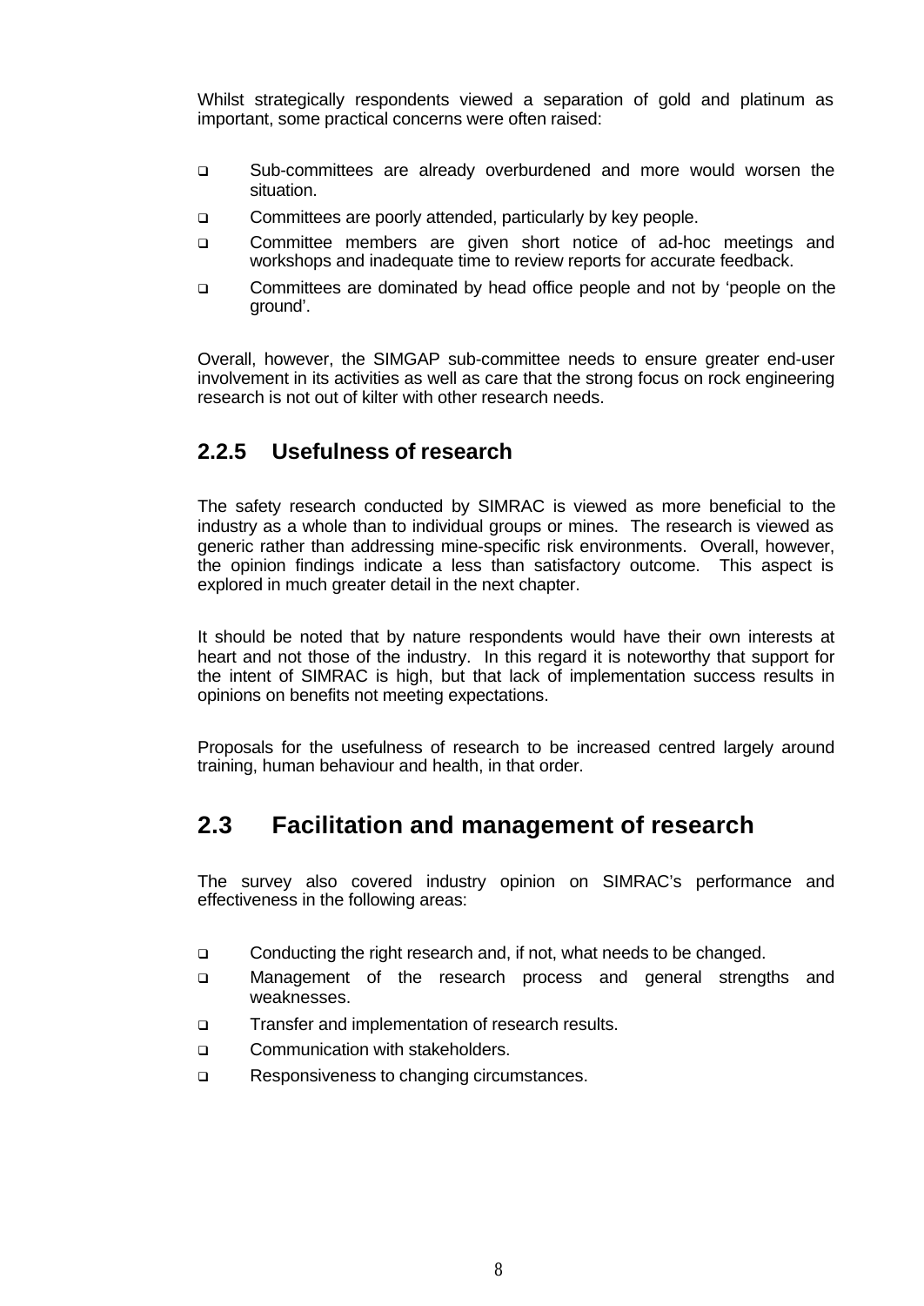Whilst strategically respondents viewed a separation of gold and platinum as important, some practical concerns were often raised:

- Sub-committees are already overburdened and more would worsen the situation.
- Committees are poorly attended, particularly by key people.
- Committee members are given short notice of ad-hoc meetings and workshops and inadequate time to review reports for accurate feedback.
- Committees are dominated by head office people and not by 'people on the ground'.

Overall, however, the SIMGAP sub-committee needs to ensure greater end-user involvement in its activities as well as care that the strong focus on rock engineering research is not out of kilter with other research needs.

### 2.2.5 Usefulness of research

The safety research conducted by SIMRAC is viewed as more beneficial to the industry as a whole than to individual groups or mines. The research is viewed as generic rather than addressing mine-specific risk environments. Overall, however, the opinion findings indicate a less than satisfactory outcome. This aspect is explored in much greater detail in the next chapter.

It should be noted that by nature respondents would have their own interests at heart and not those of the industry. In this regard it is noteworthy that support for the intent of SIMRAC is high, but that lack of implementation success results in opinions on benefits not meeting expectations.

Proposals for the usefulness of research to be increased centred largely around training, human behaviour and health, in that order.

## 2.3 Facilitation and management of research

The survey also covered industry opinion on SIMRAC's performance and effectiveness in the following areas:

- Conducting the right research and, if not, what needs to be changed.
- Management of the research process and general strengths and weaknesses.
- Transfer and implementation of research results.
- Communication with stakeholders.
- Responsiveness to changing circumstances.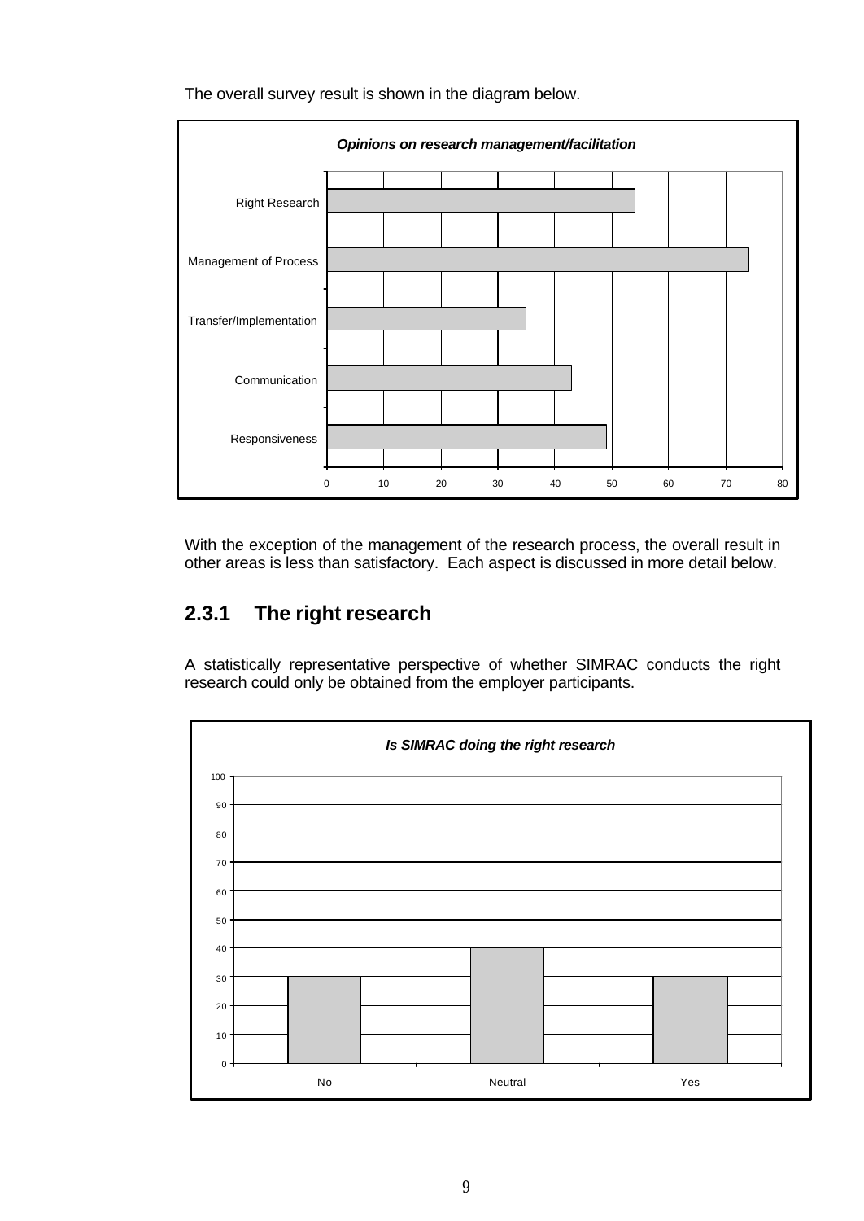The overall survey result is shown in the diagram below.

**Opinions on research management/facilitation**

| Category | Value |
|---|---|
| Right Research | 54 |
| Management of Process | 74 |
| Transfer/Implementation | 35 |
| Communication | 43 |
| Responsiveness | 49 |

With the exception of the management of the research process, the overall result in other areas is less than satisfactory. Each aspect is discussed in more detail below.

## 2.3.1 The right research

A statistically representative perspective of whether SIMRAC conducts the right research could only be obtained from the employer participants.

**Is SIMRAC doing the right research**

| Response | Value |
|---|---|
| No | 30 |
| Neutral | 40 |
| Yes | 30 |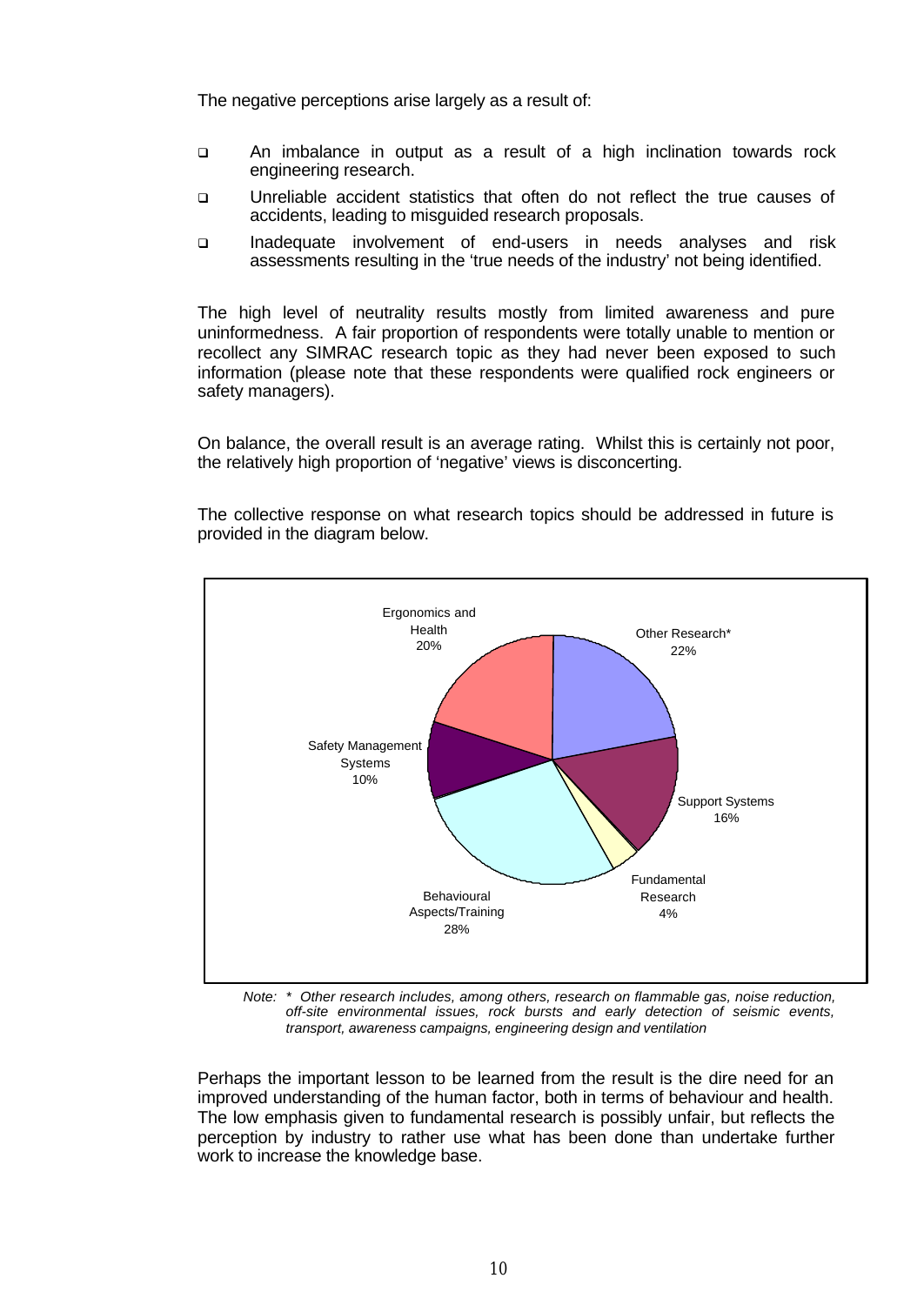The negative perceptions arise largely as a result of:

- An imbalance in output as a result of a high inclination towards rock engineering research.
- Unreliable accident statistics that often do not reflect the true causes of accidents, leading to misguided research proposals.
- Inadequate involvement of end-users in needs analyses and risk assessments resulting in the 'true needs of the industry' not being identified.

The high level of neutrality results mostly from limited awareness and pure uninformedness. A fair proportion of respondents were totally unable to mention or recollect any SIMRAC research topic as they had never been exposed to such information (please note that these respondents were qualified rock engineers or safety managers).

On balance, the overall result is an average rating. Whilst this is certainly not poor, the relatively high proportion of 'negative' views is disconcerting.

The collective response on what research topics should be addressed in future is provided in the diagram below.

Ergonomics and Health 20%

Other Research* 22%

Safety Management Systems 10%

Support Systems 16%

Fundamental Research 4%

Behavioural Aspects/Training 28%

*Note: * Other research includes, among others, research on flammable gas, noise reduction, off-site environmental issues, rock bursts and early detection of seismic events, transport, awareness campaigns, engineering design and ventilation*

Perhaps the important lesson to be learned from the result is the dire need for an improved understanding of the human factor, both in terms of behaviour and health. The low emphasis given to fundamental research is possibly unfair, but reflects the perception by industry to rather use what has been done than undertake further work to increase the knowledge base.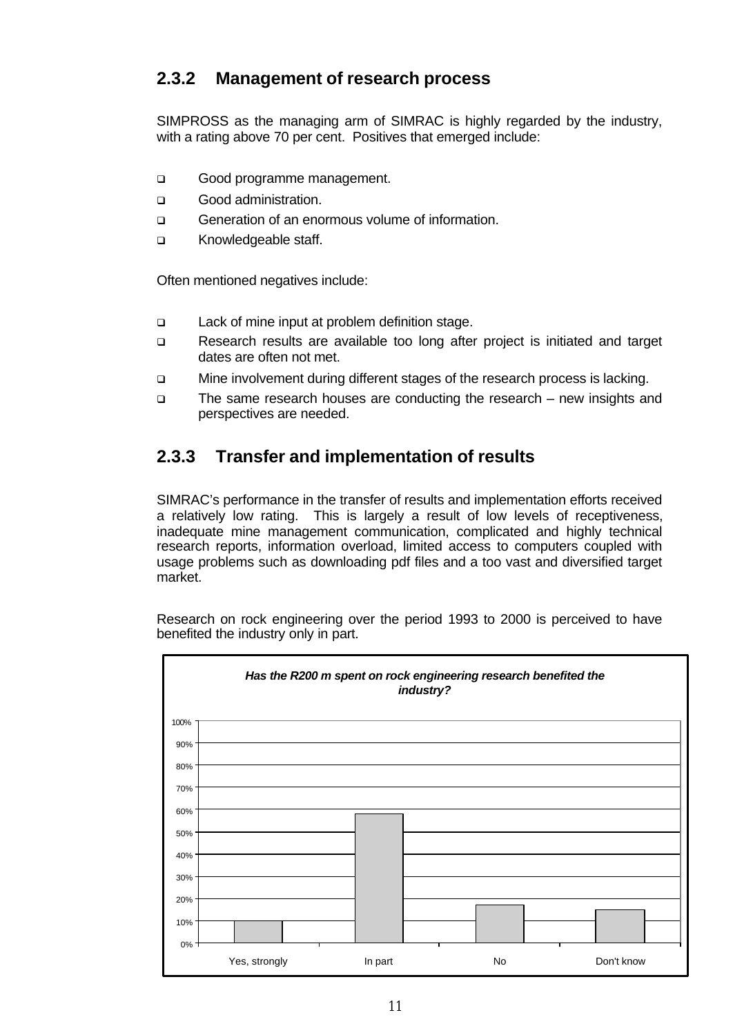### 2.3.2 Management of research process

SIMPROSS as the managing arm of SIMRAC is highly regarded by the industry, with a rating above 70 per cent. Positives that emerged include:

- Good programme management.
- Good administration.
- Generation of an enormous volume of information.
- Knowledgeable staff.

Often mentioned negatives include:

- Lack of mine input at problem definition stage.
- Research results are available too long after project is initiated and target dates are often not met.
- Mine involvement during different stages of the research process is lacking.
- The same research houses are conducting the research – new insights and perspectives are needed.

### 2.3.3 Transfer and implementation of results

SIMRAC's performance in the transfer of results and implementation efforts received a relatively low rating. This is largely a result of low levels of receptiveness, inadequate mine management communication, complicated and highly technical research reports, information overload, limited access to computers coupled with usage problems such as downloading pdf files and a too vast and diversified target market.

Research on rock engineering over the period 1993 to 2000 is perceived to have benefited the industry only in part.

***Has the R200 m spent on rock engineering research benefited the industry?***

| Response | Percentage |
|---|---|
| Yes, strongly | ~10% |
| In part | ~58% |
| No | ~17% |
| Don't know | ~15% |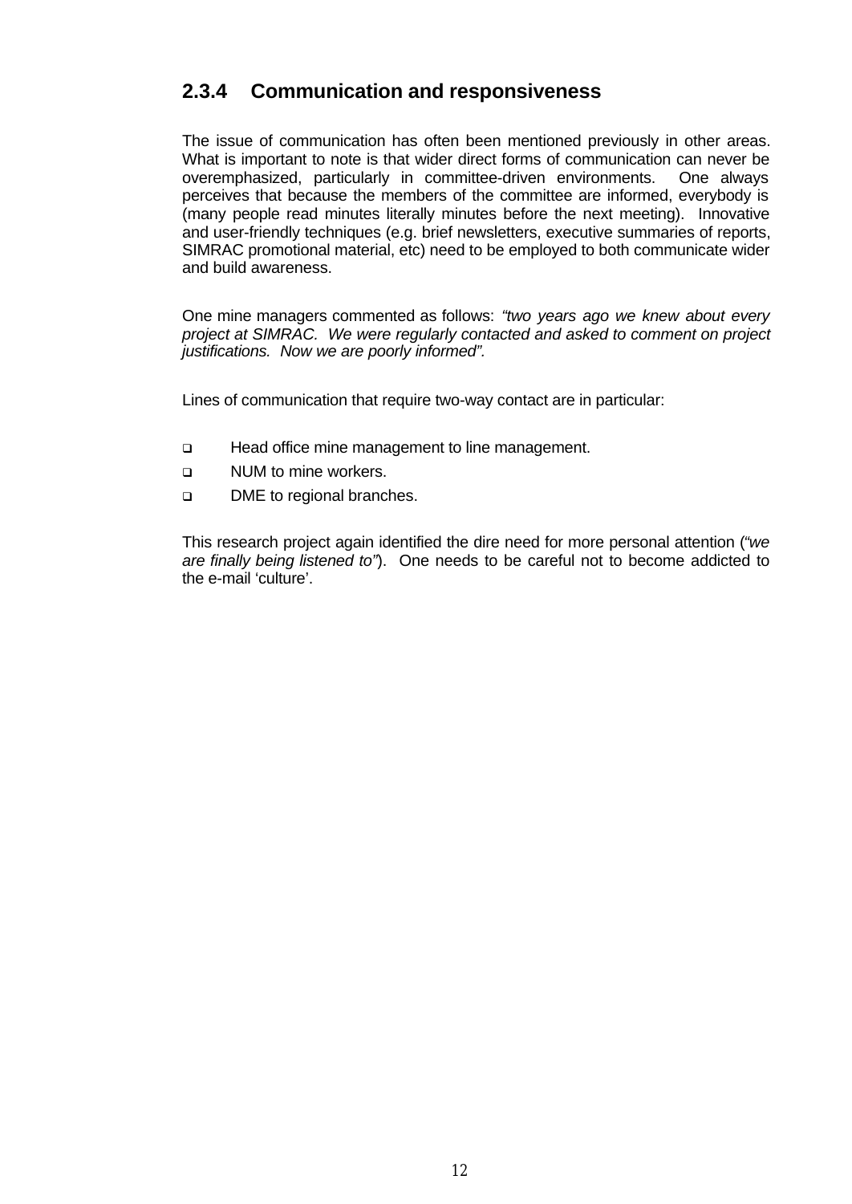### 2.3.4 Communication and responsiveness

The issue of communication has often been mentioned previously in other areas. What is important to note is that wider direct forms of communication can never be overemphasized, particularly in committee-driven environments. One always perceives that because the members of the committee are informed, everybody is (many people read minutes literally minutes before the next meeting). Innovative and user-friendly techniques (e.g. brief newsletters, executive summaries of reports, SIMRAC promotional material, etc) need to be employed to both communicate wider and build awareness.

One mine managers commented as follows: *"two years ago we knew about every project at SIMRAC. We were regularly contacted and asked to comment on project justifications. Now we are poorly informed".*

Lines of communication that require two-way contact are in particular:

- Head office mine management to line management.
- NUM to mine workers.
- DME to regional branches.

This research project again identified the dire need for more personal attention (*"we are finally being listened to"*). One needs to be careful not to become addicted to the e-mail 'culture'.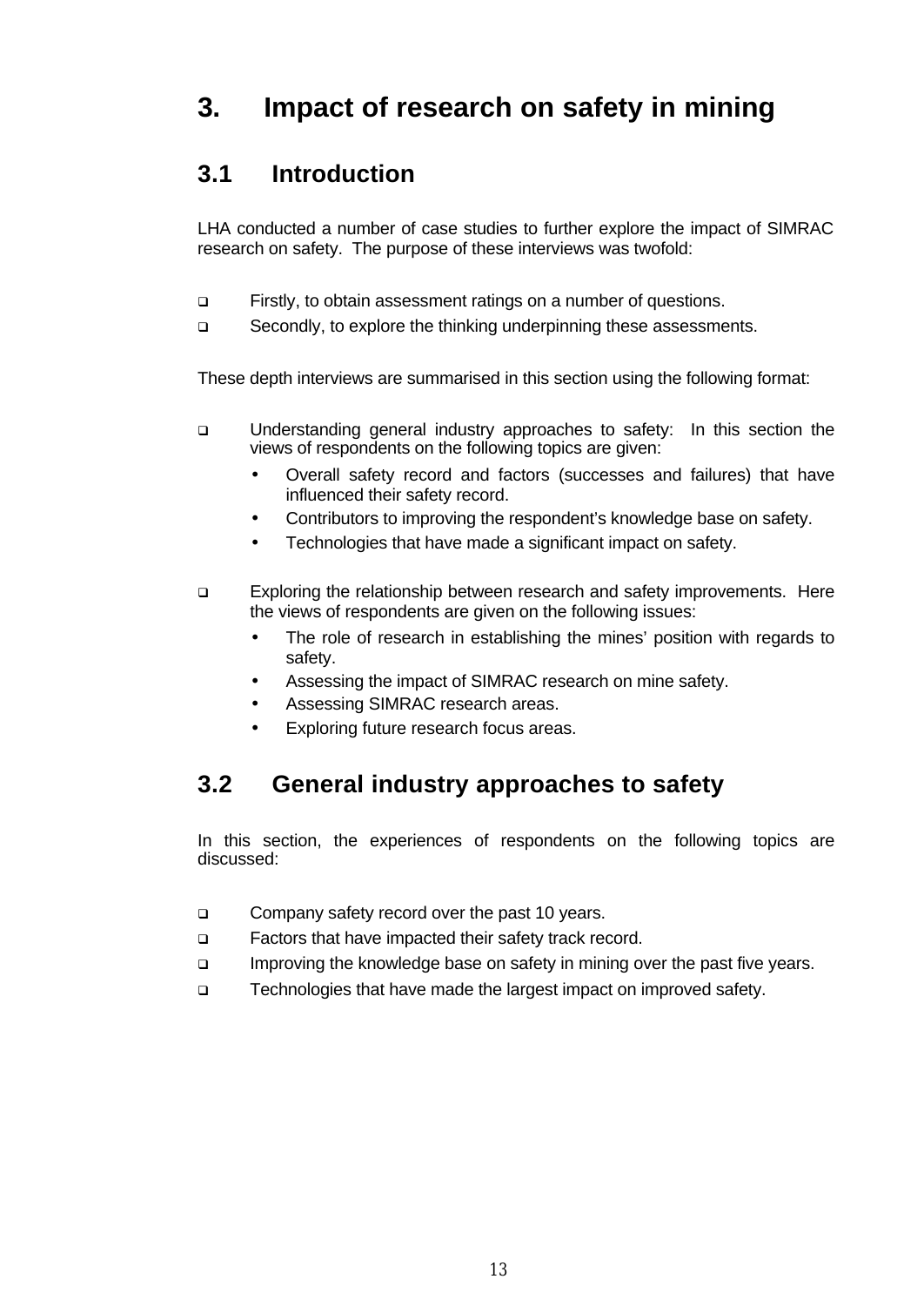# 3. Impact of research on safety in mining

## 3.1 Introduction

LHA conducted a number of case studies to further explore the impact of SIMRAC research on safety. The purpose of these interviews was twofold:

- Firstly, to obtain assessment ratings on a number of questions.
- Secondly, to explore the thinking underpinning these assessments.

These depth interviews are summarised in this section using the following format:

- Understanding general industry approaches to safety: In this section the views of respondents on the following topics are given:
  - Overall safety record and factors (successes and failures) that have influenced their safety record.
  - Contributors to improving the respondent's knowledge base on safety.
  - Technologies that have made a significant impact on safety.

- Exploring the relationship between research and safety improvements. Here the views of respondents are given on the following issues:
  - The role of research in establishing the mines' position with regards to safety.
  - Assessing the impact of SIMRAC research on mine safety.
  - Assessing SIMRAC research areas.
  - Exploring future research focus areas.

## 3.2 General industry approaches to safety

In this section, the experiences of respondents on the following topics are discussed:

- Company safety record over the past 10 years.
- Factors that have impacted their safety track record.
- Improving the knowledge base on safety in mining over the past five years.
- Technologies that have made the largest impact on improved safety.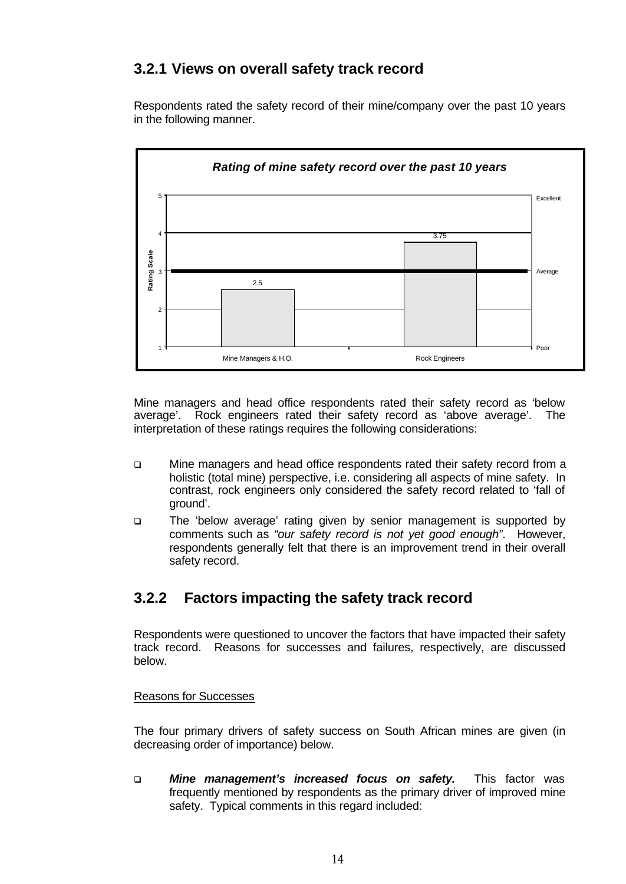### 3.2.1 Views on overall safety track record

Respondents rated the safety record of their mine/company over the past 10 years in the following manner.

**Rating of mine safety record over the past 10 years**

| | Rating Scale |
|---|---|
| Mine Managers & H.O. | 2.5 |
| Rock Engineers | 3.75 |

(Rating scale: 1 = Poor, 3 = Average, 5 = Excellent)

Mine managers and head office respondents rated their safety record as 'below average'. Rock engineers rated their safety record as 'above average'. The interpretation of these ratings requires the following considerations:

- Mine managers and head office respondents rated their safety record from a holistic (total mine) perspective, i.e. considering all aspects of mine safety. In contrast, rock engineers only considered the safety record related to 'fall of ground'.
- The 'below average' rating given by senior management is supported by comments such as *"our safety record is not yet good enough"*. However, respondents generally felt that there is an improvement trend in their overall safety record.

### 3.2.2 Factors impacting the safety track record

Respondents were questioned to uncover the factors that have impacted their safety track record. Reasons for successes and failures, respectively, are discussed below.

Reasons for Successes

The four primary drivers of safety success on South African mines are given (in decreasing order of importance) below.

- ***Mine management's increased focus on safety.*** This factor was frequently mentioned by respondents as the primary driver of improved mine safety. Typical comments in this regard included: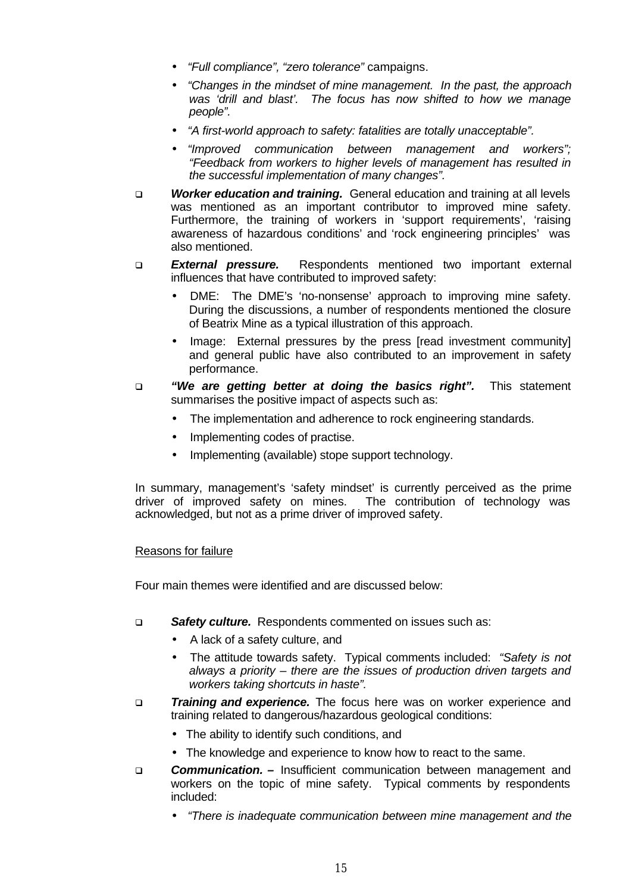- *"Full compliance", "zero tolerance"* campaigns.
- *"Changes in the mindset of mine management. In the past, the approach was 'drill and blast'. The focus has now shifted to how we manage people".*
- *"A first-world approach to safety: fatalities are totally unacceptable".*
- *"Improved communication between management and workers"; "Feedback from workers to higher levels of management has resulted in the successful implementation of many changes".*

- ***Worker education and training.*** General education and training at all levels was mentioned as an important contributor to improved mine safety. Furthermore, the training of workers in 'support requirements', 'raising awareness of hazardous conditions' and 'rock engineering principles' was also mentioned.
- ***External pressure.*** Respondents mentioned two important external influences that have contributed to improved safety:
  - DME: The DME's 'no-nonsense' approach to improving mine safety. During the discussions, a number of respondents mentioned the closure of Beatrix Mine as a typical illustration of this approach.
  - Image: External pressures by the press [read investment community] and general public have also contributed to an improvement in safety performance.
- ***"We are getting better at doing the basics right".*** This statement summarises the positive impact of aspects such as:
  - The implementation and adherence to rock engineering standards.
  - Implementing codes of practise.
  - Implementing (available) stope support technology.

In summary, management's 'safety mindset' is currently perceived as the prime driver of improved safety on mines. The contribution of technology was acknowledged, but not as a prime driver of improved safety.

Reasons for failure

Four main themes were identified and are discussed below:

- ***Safety culture.*** Respondents commented on issues such as:
  - A lack of a safety culture, and
  - The attitude towards safety. Typical comments included: *"Safety is not always a priority – there are the issues of production driven targets and workers taking shortcuts in haste".*
- ***Training and experience.*** The focus here was on worker experience and training related to dangerous/hazardous geological conditions:
  - The ability to identify such conditions, and
  - The knowledge and experience to know how to react to the same.
- ***Communication. –*** Insufficient communication between management and workers on the topic of mine safety. Typical comments by respondents included:
  - *"There is inadequate communication between mine management and the*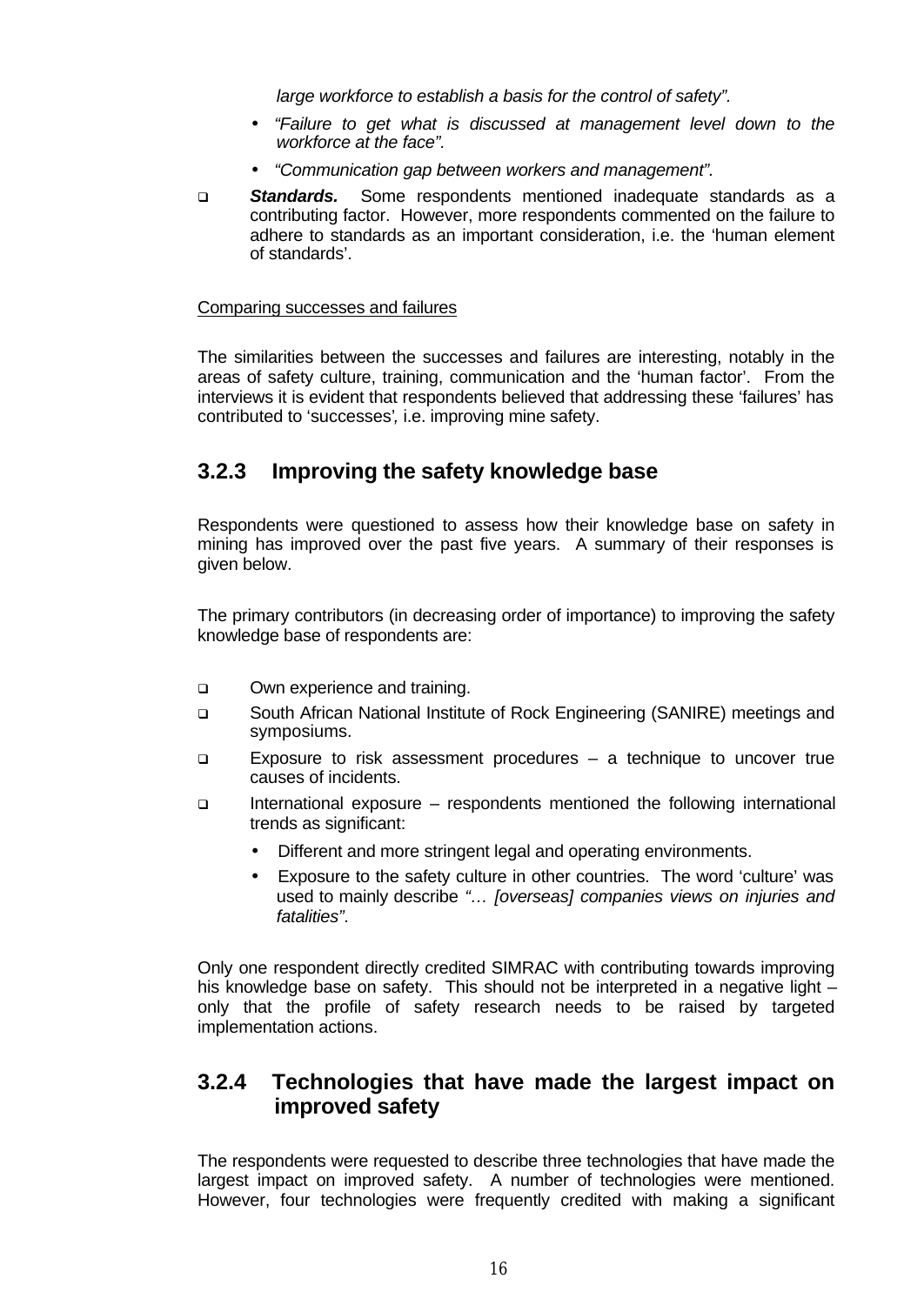*large workforce to establish a basis for the control of safety".*

- *"Failure to get what is discussed at management level down to the workforce at the face".*
- *"Communication gap between workers and management".*

- ***Standards.*** Some respondents mentioned inadequate standards as a contributing factor. However, more respondents commented on the failure to adhere to standards as an important consideration, i.e. the 'human element of standards'.

Comparing successes and failures

The similarities between the successes and failures are interesting, notably in the areas of safety culture, training, communication and the 'human factor'. From the interviews it is evident that respondents believed that addressing these 'failures' has contributed to 'successes', i.e. improving mine safety.

### 3.2.3 Improving the safety knowledge base

Respondents were questioned to assess how their knowledge base on safety in mining has improved over the past five years. A summary of their responses is given below.

The primary contributors (in decreasing order of importance) to improving the safety knowledge base of respondents are:

- Own experience and training.
- South African National Institute of Rock Engineering (SANIRE) meetings and symposiums.
- Exposure to risk assessment procedures – a technique to uncover true causes of incidents.
- International exposure – respondents mentioned the following international trends as significant:
  - Different and more stringent legal and operating environments.
  - Exposure to the safety culture in other countries. The word 'culture' was used to mainly describe *"… [overseas] companies views on injuries and fatalities"*.

Only one respondent directly credited SIMRAC with contributing towards improving his knowledge base on safety. This should not be interpreted in a negative light – only that the profile of safety research needs to be raised by targeted implementation actions.

### 3.2.4 Technologies that have made the largest impact on improved safety

The respondents were requested to describe three technologies that have made the largest impact on improved safety. A number of technologies were mentioned. However, four technologies were frequently credited with making a significant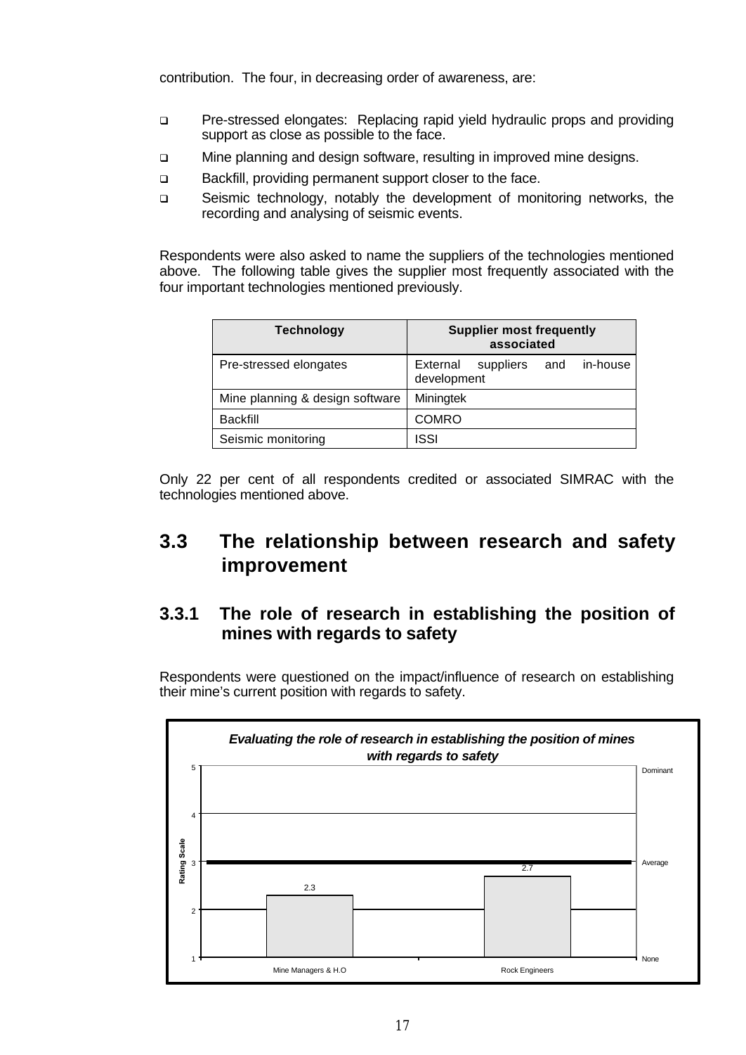contribution. The four, in decreasing order of awareness, are:

- Pre-stressed elongates: Replacing rapid yield hydraulic props and providing support as close as possible to the face.
- Mine planning and design software, resulting in improved mine designs.
- Backfill, providing permanent support closer to the face.
- Seismic technology, notably the development of monitoring networks, the recording and analysing of seismic events.

Respondents were also asked to name the suppliers of the technologies mentioned above. The following table gives the supplier most frequently associated with the four important technologies mentioned previously.

| Technology | Supplier most frequently associated |
|---|---|
| Pre-stressed elongates | External suppliers and in-house development |
| Mine planning & design software | Miningtek |
| Backfill | COMRO |
| Seismic monitoring | ISSI |

Only 22 per cent of all respondents credited or associated SIMRAC with the technologies mentioned above.

## 3.3 The relationship between research and safety improvement

### 3.3.1 The role of research in establishing the position of mines with regards to safety

Respondents were questioned on the impact/influence of research on establishing their mine's current position with regards to safety.

***Evaluating the role of research in establishing the position of mines with regards to safety***

| Group | Rating |
|---|---|
| Mine Managers & H.O | 2.3 |
| Rock Engineers | 2.7 |

Rating Scale: 1 = None, 3 = Average, 5 = Dominant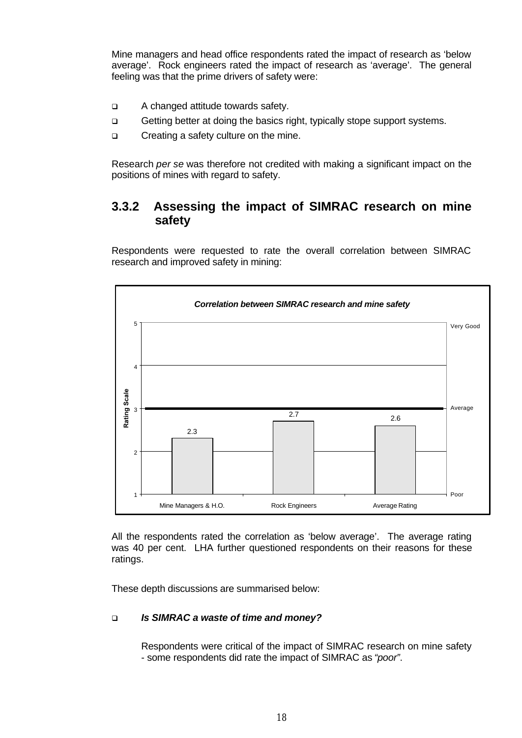Mine managers and head office respondents rated the impact of research as 'below average'. Rock engineers rated the impact of research as 'average'. The general feeling was that the prime drivers of safety were:

- A changed attitude towards safety.
- Getting better at doing the basics right, typically stope support systems.
- Creating a safety culture on the mine.

Research *per se* was therefore not credited with making a significant impact on the positions of mines with regard to safety.

### 3.3.2 Assessing the impact of SIMRAC research on mine safety

Respondents were requested to rate the overall correlation between SIMRAC research and improved safety in mining:

**Correlation between SIMRAC research and mine safety**

| Group | Rating (Scale: 1 = Poor, 3 = Average, 5 = Very Good) |
|---|---|
| Mine Managers & H.O. | 2.3 |
| Rock Engineers | 2.7 |
| Average Rating | 2.6 |

All the respondents rated the correlation as 'below average'. The average rating was 40 per cent. LHA further questioned respondents on their reasons for these ratings.

These depth discussions are summarised below:

- ***Is SIMRAC a waste of time and money?***

  Respondents were critical of the impact of SIMRAC research on mine safety - some respondents did rate the impact of SIMRAC as *"poor"*.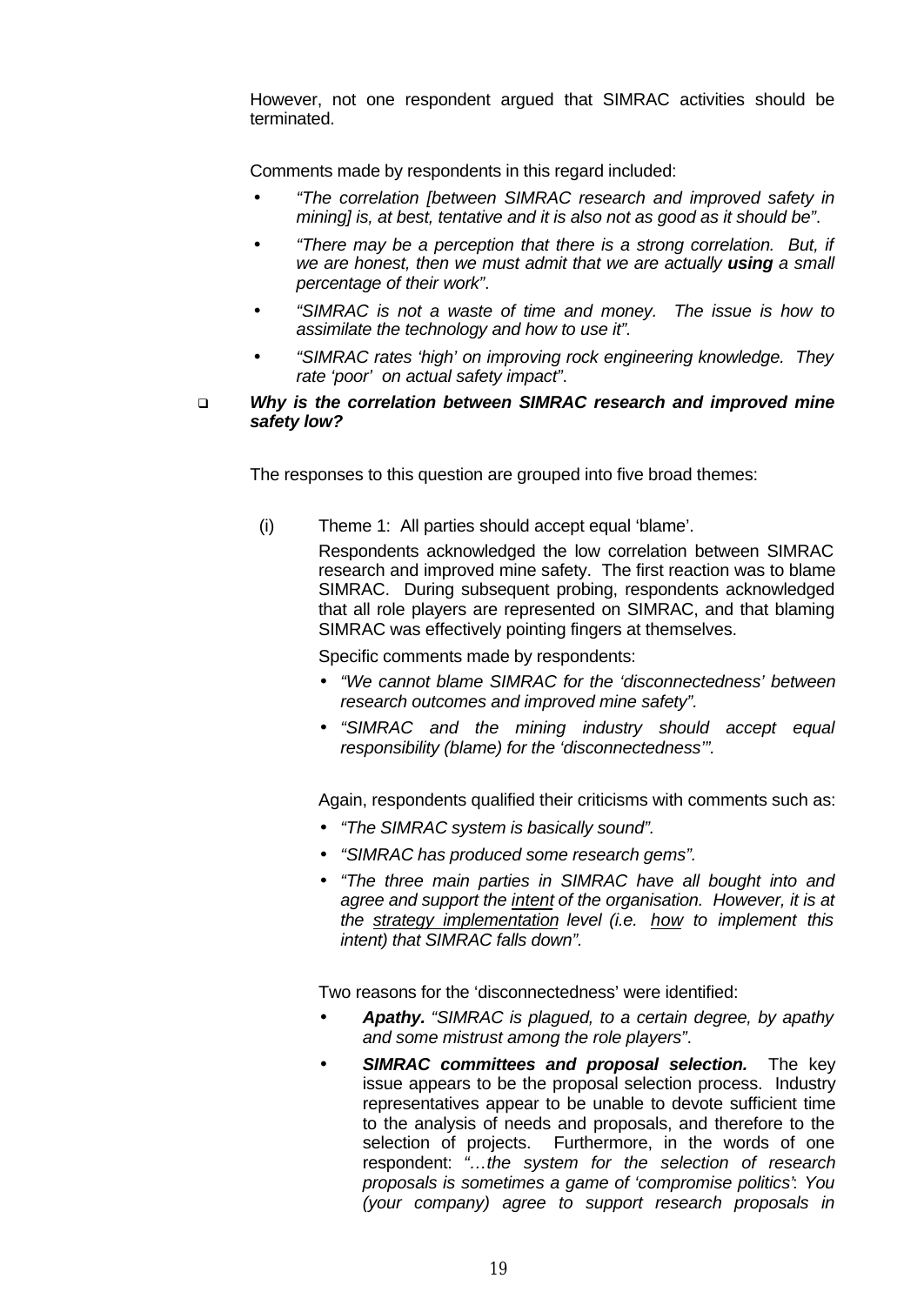However, not one respondent argued that SIMRAC activities should be terminated.

Comments made by respondents in this regard included:

- *"The correlation [between SIMRAC research and improved safety in mining] is, at best, tentative and it is also not as good as it should be"*.
- *"There may be a perception that there is a strong correlation. But, if we are honest, then we must admit that we are actually **using** a small percentage of their work"*.
- *"SIMRAC is not a waste of time and money. The issue is how to assimilate the technology and how to use it"*.
- *"SIMRAC rates 'high' on improving rock engineering knowledge. They rate 'poor' on actual safety impact"*.

- ***Why is the correlation between SIMRAC research and improved mine safety low?***

The responses to this question are grouped into five broad themes:

(i) Theme 1: All parties should accept equal 'blame'.

Respondents acknowledged the low correlation between SIMRAC research and improved mine safety. The first reaction was to blame SIMRAC. During subsequent probing, respondents acknowledged that all role players are represented on SIMRAC, and that blaming SIMRAC was effectively pointing fingers at themselves.

Specific comments made by respondents:

- *"We cannot blame SIMRAC for the 'disconnectedness' between research outcomes and improved mine safety".*
- *"SIMRAC and the mining industry should accept equal responsibility (blame) for the 'disconnectedness'".*

Again, respondents qualified their criticisms with comments such as:

- *"The SIMRAC system is basically sound".*
- *"SIMRAC has produced some research gems".*
- *"The three main parties in SIMRAC have all bought into and agree and support the <u>intent</u> of the organisation. However, it is at the <u>strategy implementation</u> level (i.e. <u>how</u> to implement this intent) that SIMRAC falls down".*

Two reasons for the 'disconnectedness' were identified:

- ***Apathy.*** *"SIMRAC is plagued, to a certain degree, by apathy and some mistrust among the role players"*.
- ***SIMRAC committees and proposal selection.*** The key issue appears to be the proposal selection process. Industry representatives appear to be unable to devote sufficient time to the analysis of needs and proposals, and therefore to the selection of projects. Furthermore, in the words of one respondent: *"…the system for the selection of research proposals is sometimes a game of 'compromise politics': You (your company) agree to support research proposals in*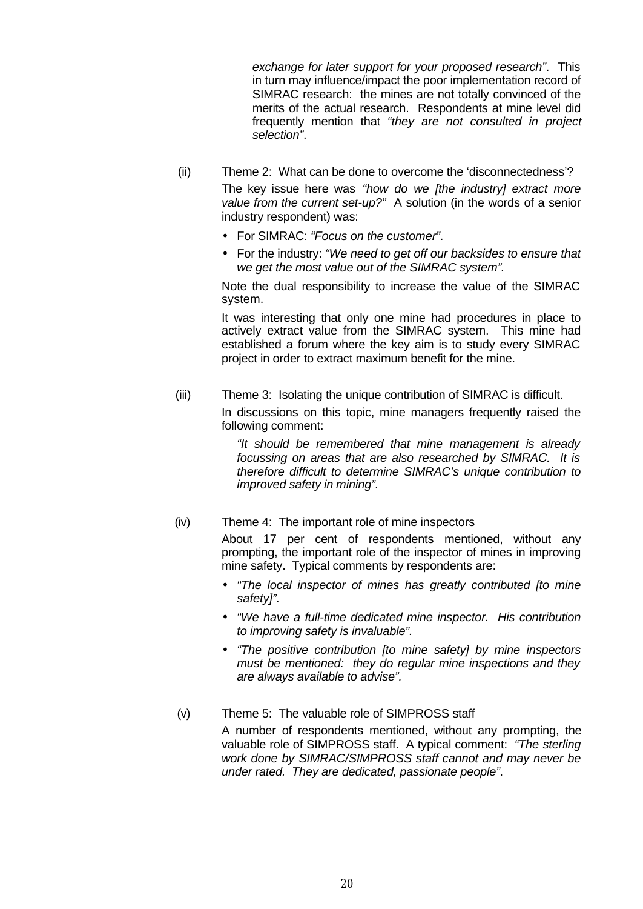*exchange for later support for your proposed research"*. This in turn may influence/impact the poor implementation record of SIMRAC research: the mines are not totally convinced of the merits of the actual research. Respondents at mine level did frequently mention that *"they are not consulted in project selection"*.

(ii) Theme 2: What can be done to overcome the 'disconnectedness'?

The key issue here was *"how do we [the industry] extract more value from the current set-up?"* A solution (in the words of a senior industry respondent) was:

- For SIMRAC: *"Focus on the customer"*.
- For the industry: *"We need to get off our backsides to ensure that we get the most value out of the SIMRAC system"*.

Note the dual responsibility to increase the value of the SIMRAC system.

It was interesting that only one mine had procedures in place to actively extract value from the SIMRAC system. This mine had established a forum where the key aim is to study every SIMRAC project in order to extract maximum benefit for the mine.

(iii) Theme 3: Isolating the unique contribution of SIMRAC is difficult.

In discussions on this topic, mine managers frequently raised the following comment:

> *"It should be remembered that mine management is already focussing on areas that are also researched by SIMRAC. It is therefore difficult to determine SIMRAC's unique contribution to improved safety in mining"*.

(iv) Theme 4: The important role of mine inspectors

About 17 per cent of respondents mentioned, without any prompting, the important role of the inspector of mines in improving mine safety. Typical comments by respondents are:

- *"The local inspector of mines has greatly contributed [to mine safety]"*.
- *"We have a full-time dedicated mine inspector. His contribution to improving safety is invaluable"*.
- *"The positive contribution [to mine safety] by mine inspectors must be mentioned: they do regular mine inspections and they are always available to advise"*.

(v) Theme 5: The valuable role of SIMPROSS staff

A number of respondents mentioned, without any prompting, the valuable role of SIMPROSS staff. A typical comment: *"The sterling work done by SIMRAC/SIMPROSS staff cannot and may never be under rated. They are dedicated, passionate people"*.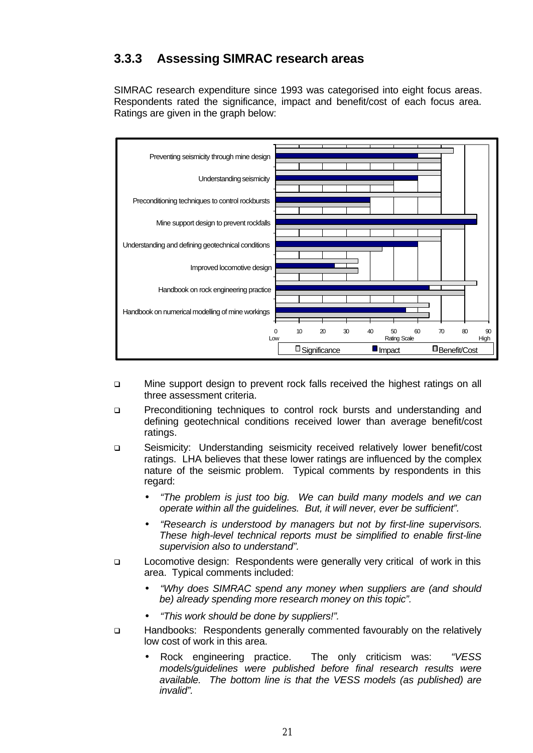### 3.3.3 Assessing SIMRAC research areas

SIMRAC research expenditure since 1993 was categorised into eight focus areas. Respondents rated the significance, impact and benefit/cost of each focus area. Ratings are given in the graph below:

- Mine support design to prevent rock falls received the highest ratings on all three assessment criteria.
- Preconditioning techniques to control rock bursts and understanding and defining geotechnical conditions received lower than average benefit/cost ratings.
- Seismicity: Understanding seismicity received relatively lower benefit/cost ratings. LHA believes that these lower ratings are influenced by the complex nature of the seismic problem. Typical comments by respondents in this regard:
  - *"The problem is just too big. We can build many models and we can operate within all the guidelines. But, it will never, ever be sufficient".*
  - *"Research is understood by managers but not by first-line supervisors. These high-level technical reports must be simplified to enable first-line supervision also to understand".*
- Locomotive design: Respondents were generally very critical of work in this area. Typical comments included:
  - *"Why does SIMRAC spend any money when suppliers are (and should be) already spending more research money on this topic".*
  - *"This work should be done by suppliers!".*
- Handbooks: Respondents generally commented favourably on the relatively low cost of work in this area.
  - Rock engineering practice. The only criticism was: *"VESS models/guidelines were published before final research results were available. The bottom line is that the VESS models (as published) are invalid".*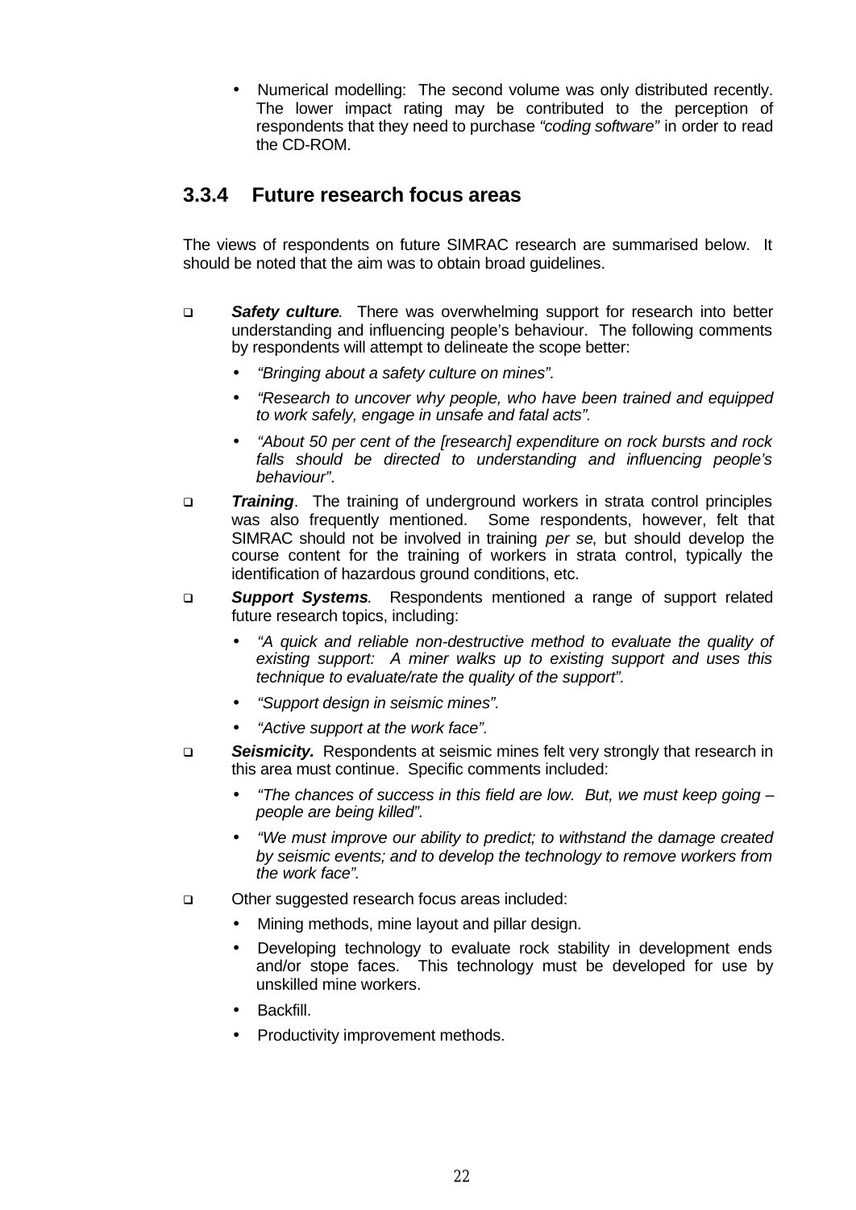- Numerical modelling: The second volume was only distributed recently. The lower impact rating may be contributed to the perception of respondents that they need to purchase *"coding software"* in order to read the CD-ROM.

### 3.3.4 Future research focus areas

The views of respondents on future SIMRAC research are summarised below. It should be noted that the aim was to obtain broad guidelines.

- ***Safety culture***. There was overwhelming support for research into better understanding and influencing people's behaviour. The following comments by respondents will attempt to delineate the scope better:
  - *"Bringing about a safety culture on mines".*
  - *"Research to uncover why people, who have been trained and equipped to work safely, engage in unsafe and fatal acts".*
  - *"About 50 per cent of the [research] expenditure on rock bursts and rock falls should be directed to understanding and influencing people's behaviour"*.
- ***Training***. The training of underground workers in strata control principles was also frequently mentioned. Some respondents, however, felt that SIMRAC should not be involved in training *per se*, but should develop the course content for the training of workers in strata control, typically the identification of hazardous ground conditions, etc.
- ***Support Systems***. Respondents mentioned a range of support related future research topics, including:
  - *"A quick and reliable non-destructive method to evaluate the quality of existing support: A miner walks up to existing support and uses this technique to evaluate/rate the quality of the support".*
  - *"Support design in seismic mines"*.
  - *"Active support at the work face"*.
- ***Seismicity.*** Respondents at seismic mines felt very strongly that research in this area must continue. Specific comments included:
  - *"The chances of success in this field are low. But, we must keep going – people are being killed".*
  - *"We must improve our ability to predict; to withstand the damage created by seismic events; and to develop the technology to remove workers from the work face".*
- Other suggested research focus areas included:
  - Mining methods, mine layout and pillar design.
  - Developing technology to evaluate rock stability in development ends and/or stope faces. This technology must be developed for use by unskilled mine workers.
  - Backfill.
  - Productivity improvement methods.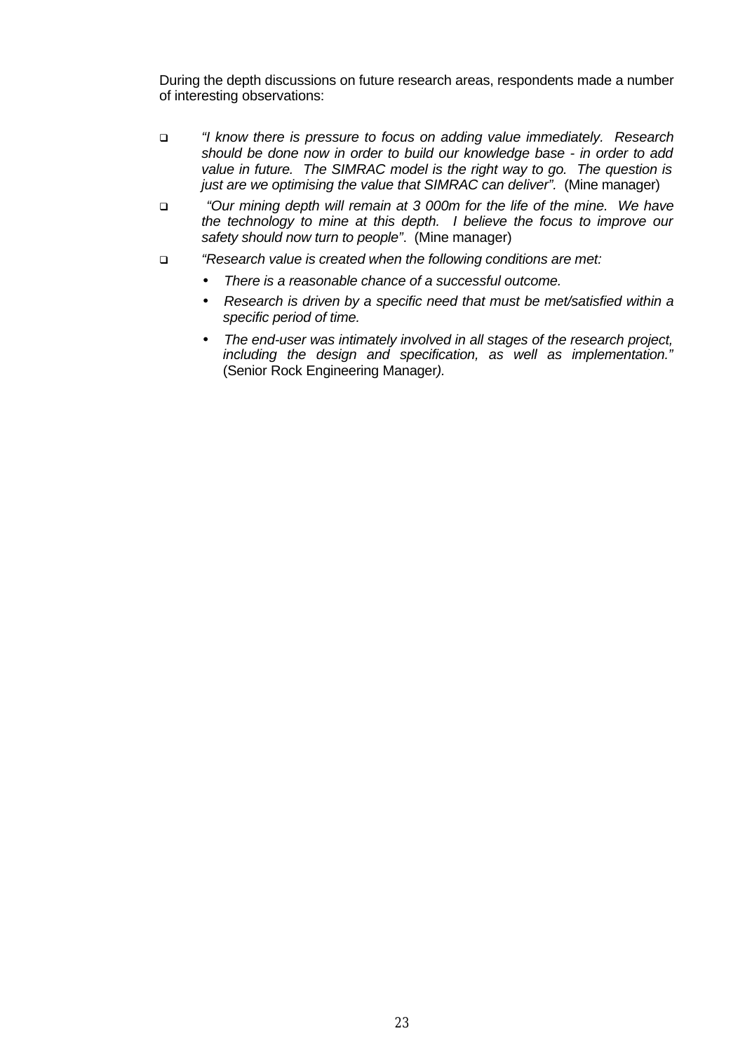During the depth discussions on future research areas, respondents made a number of interesting observations:

- *"I know there is pressure to focus on adding value immediately. Research should be done now in order to build our knowledge base - in order to add value in future. The SIMRAC model is the right way to go. The question is just are we optimising the value that SIMRAC can deliver".* (Mine manager)
- *"Our mining depth will remain at 3 000m for the life of the mine. We have the technology to mine at this depth. I believe the focus to improve our safety should now turn to people".* (Mine manager)
- *"Research value is created when the following conditions are met:*
  - *There is a reasonable chance of a successful outcome.*
  - *Research is driven by a specific need that must be met/satisfied within a specific period of time.*
  - *The end-user was intimately involved in all stages of the research project, including the design and specification, as well as implementation."* (Senior Rock Engineering Manager*).*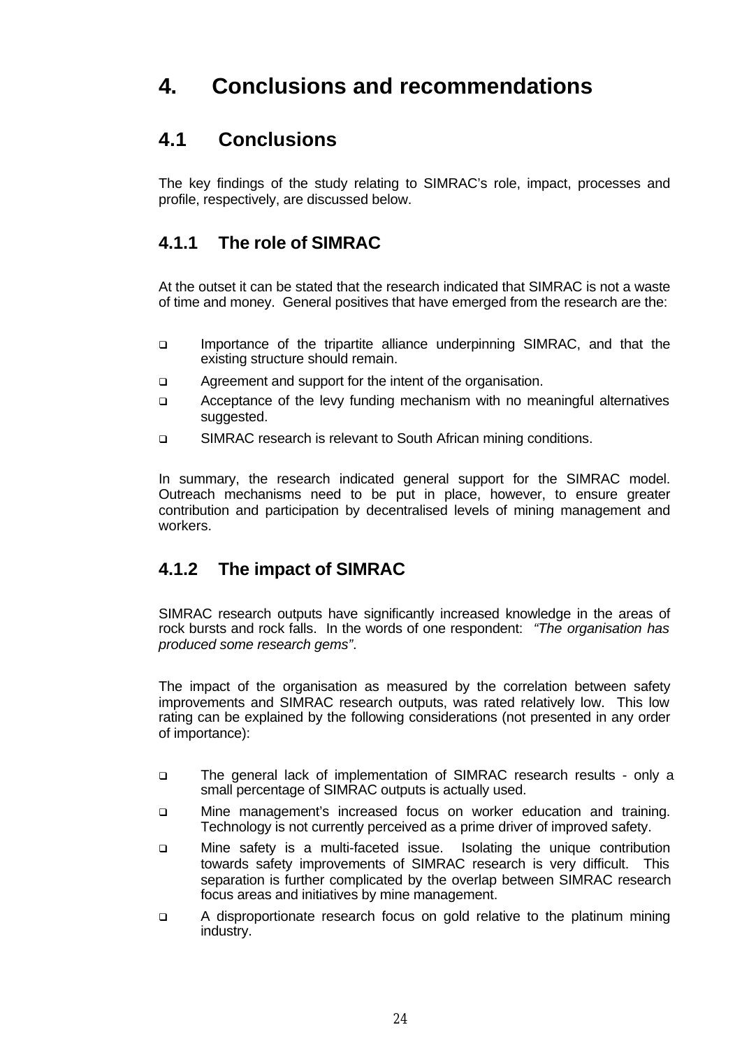# 4. Conclusions and recommendations

## 4.1 Conclusions

The key findings of the study relating to SIMRAC's role, impact, processes and profile, respectively, are discussed below.

### 4.1.1 The role of SIMRAC

At the outset it can be stated that the research indicated that SIMRAC is not a waste of time and money. General positives that have emerged from the research are the:

- Importance of the tripartite alliance underpinning SIMRAC, and that the existing structure should remain.
- Agreement and support for the intent of the organisation.
- Acceptance of the levy funding mechanism with no meaningful alternatives suggested.
- SIMRAC research is relevant to South African mining conditions.

In summary, the research indicated general support for the SIMRAC model. Outreach mechanisms need to be put in place, however, to ensure greater contribution and participation by decentralised levels of mining management and workers.

### 4.1.2 The impact of SIMRAC

SIMRAC research outputs have significantly increased knowledge in the areas of rock bursts and rock falls. In the words of one respondent: *"The organisation has produced some research gems"*.

The impact of the organisation as measured by the correlation between safety improvements and SIMRAC research outputs, was rated relatively low. This low rating can be explained by the following considerations (not presented in any order of importance):

- The general lack of implementation of SIMRAC research results - only a small percentage of SIMRAC outputs is actually used.
- Mine management's increased focus on worker education and training. Technology is not currently perceived as a prime driver of improved safety.
- Mine safety is a multi-faceted issue. Isolating the unique contribution towards safety improvements of SIMRAC research is very difficult. This separation is further complicated by the overlap between SIMRAC research focus areas and initiatives by mine management.
- A disproportionate research focus on gold relative to the platinum mining industry.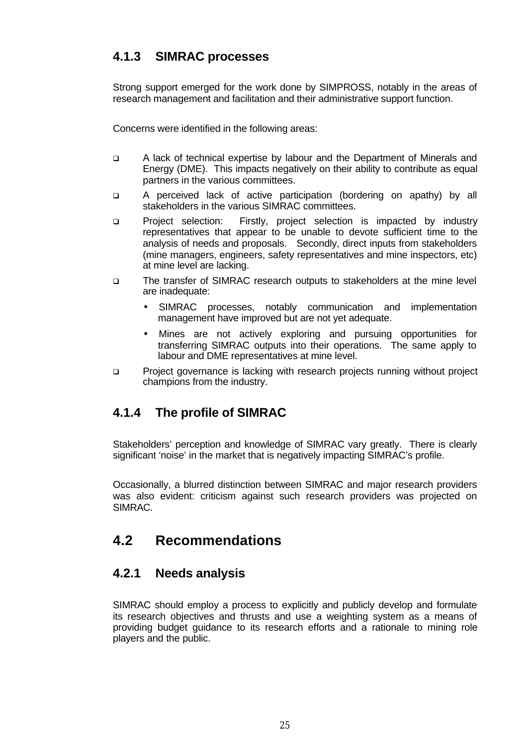### 4.1.3 SIMRAC processes

Strong support emerged for the work done by SIMPROSS, notably in the areas of research management and facilitation and their administrative support function.

Concerns were identified in the following areas:

- A lack of technical expertise by labour and the Department of Minerals and Energy (DME). This impacts negatively on their ability to contribute as equal partners in the various committees.
- A perceived lack of active participation (bordering on apathy) by all stakeholders in the various SIMRAC committees.
- Project selection: Firstly, project selection is impacted by industry representatives that appear to be unable to devote sufficient time to the analysis of needs and proposals. Secondly, direct inputs from stakeholders (mine managers, engineers, safety representatives and mine inspectors, etc) at mine level are lacking.
- The transfer of SIMRAC research outputs to stakeholders at the mine level are inadequate:
    - SIMRAC processes, notably communication and implementation management have improved but are not yet adequate.
    - Mines are not actively exploring and pursuing opportunities for transferring SIMRAC outputs into their operations. The same apply to labour and DME representatives at mine level.
- Project governance is lacking with research projects running without project champions from the industry.

### 4.1.4 The profile of SIMRAC

Stakeholders' perception and knowledge of SIMRAC vary greatly. There is clearly significant 'noise' in the market that is negatively impacting SIMRAC's profile.

Occasionally, a blurred distinction between SIMRAC and major research providers was also evident: criticism against such research providers was projected on SIMRAC.

## 4.2 Recommendations

### 4.2.1 Needs analysis

SIMRAC should employ a process to explicitly and publicly develop and formulate its research objectives and thrusts and use a weighting system as a means of providing budget guidance to its research efforts and a rationale to mining role players and the public.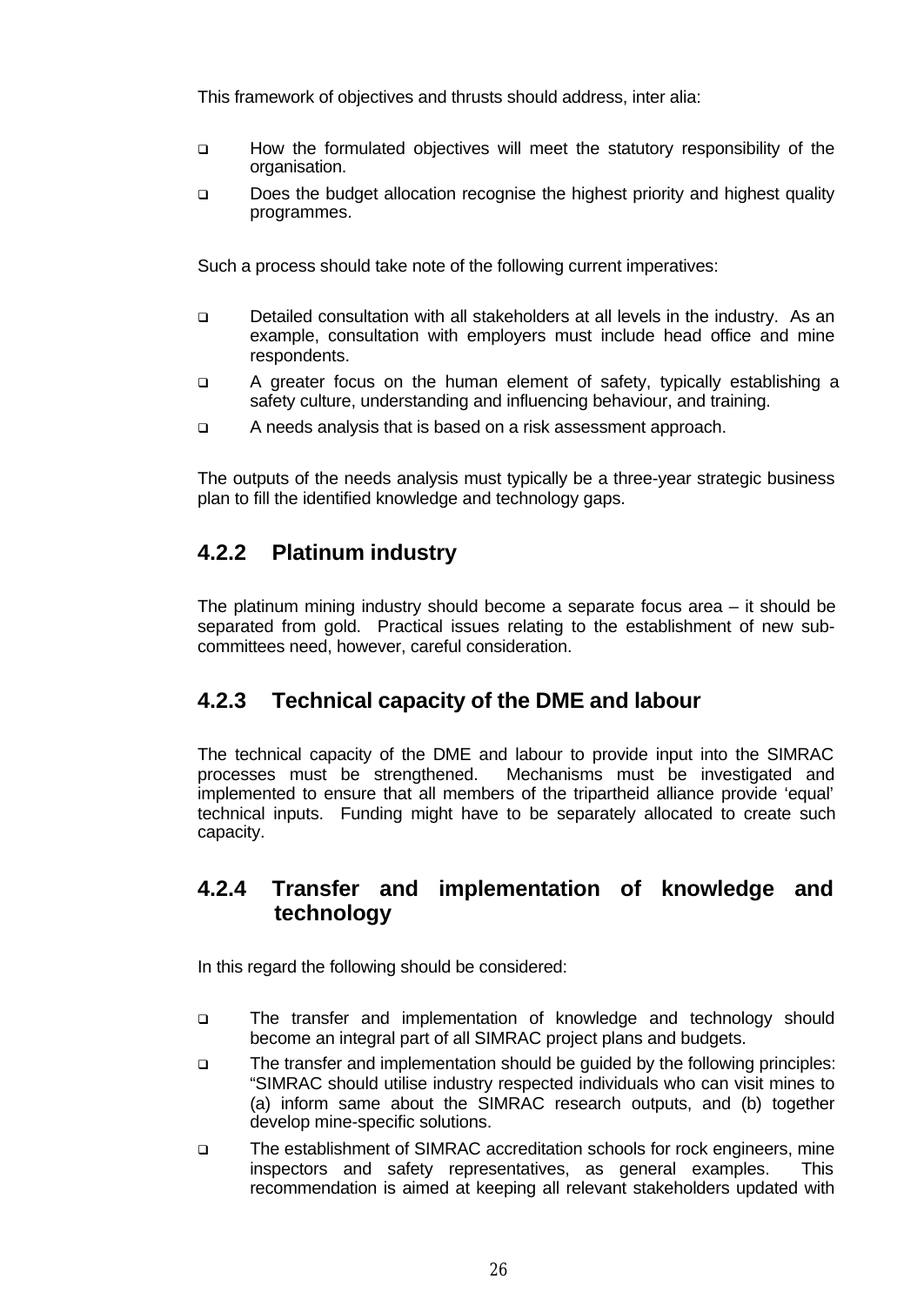This framework of objectives and thrusts should address, inter alia:

- How the formulated objectives will meet the statutory responsibility of the organisation.
- Does the budget allocation recognise the highest priority and highest quality programmes.

Such a process should take note of the following current imperatives:

- Detailed consultation with all stakeholders at all levels in the industry. As an example, consultation with employers must include head office and mine respondents.
- A greater focus on the human element of safety, typically establishing a safety culture, understanding and influencing behaviour, and training.
- A needs analysis that is based on a risk assessment approach.

The outputs of the needs analysis must typically be a three-year strategic business plan to fill the identified knowledge and technology gaps.

### 4.2.2 Platinum industry

The platinum mining industry should become a separate focus area – it should be separated from gold. Practical issues relating to the establishment of new sub-committees need, however, careful consideration.

### 4.2.3 Technical capacity of the DME and labour

The technical capacity of the DME and labour to provide input into the SIMRAC processes must be strengthened. Mechanisms must be investigated and implemented to ensure that all members of the tripartheid alliance provide 'equal' technical inputs. Funding might have to be separately allocated to create such capacity.

### 4.2.4 Transfer and implementation of knowledge and technology

In this regard the following should be considered:

- The transfer and implementation of knowledge and technology should become an integral part of all SIMRAC project plans and budgets.
- The transfer and implementation should be guided by the following principles: "SIMRAC should utilise industry respected individuals who can visit mines to (a) inform same about the SIMRAC research outputs, and (b) together develop mine-specific solutions.
- The establishment of SIMRAC accreditation schools for rock engineers, mine inspectors and safety representatives, as general examples. This recommendation is aimed at keeping all relevant stakeholders updated with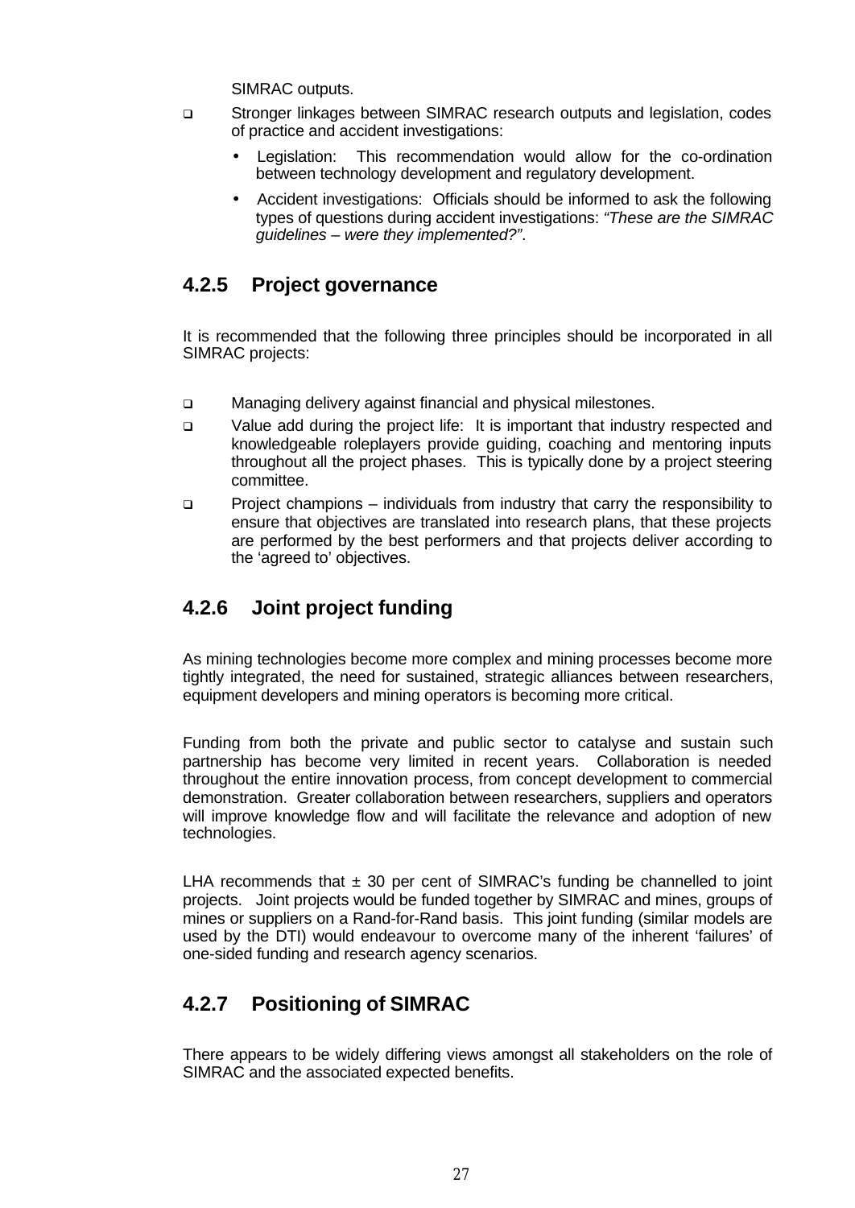SIMRAC outputs.

- Stronger linkages between SIMRAC research outputs and legislation, codes of practice and accident investigations:
  - Legislation: This recommendation would allow for the co-ordination between technology development and regulatory development.
  - Accident investigations: Officials should be informed to ask the following types of questions during accident investigations: *"These are the SIMRAC guidelines – were they implemented?"*.

### 4.2.5 Project governance

It is recommended that the following three principles should be incorporated in all SIMRAC projects:

- Managing delivery against financial and physical milestones.
- Value add during the project life: It is important that industry respected and knowledgeable roleplayers provide guiding, coaching and mentoring inputs throughout all the project phases. This is typically done by a project steering committee.
- Project champions – individuals from industry that carry the responsibility to ensure that objectives are translated into research plans, that these projects are performed by the best performers and that projects deliver according to the 'agreed to' objectives.

### 4.2.6 Joint project funding

As mining technologies become more complex and mining processes become more tightly integrated, the need for sustained, strategic alliances between researchers, equipment developers and mining operators is becoming more critical.

Funding from both the private and public sector to catalyse and sustain such partnership has become very limited in recent years. Collaboration is needed throughout the entire innovation process, from concept development to commercial demonstration. Greater collaboration between researchers, suppliers and operators will improve knowledge flow and will facilitate the relevance and adoption of new technologies.

LHA recommends that ± 30 per cent of SIMRAC's funding be channelled to joint projects. Joint projects would be funded together by SIMRAC and mines, groups of mines or suppliers on a Rand-for-Rand basis. This joint funding (similar models are used by the DTI) would endeavour to overcome many of the inherent 'failures' of one-sided funding and research agency scenarios.

### 4.2.7 Positioning of SIMRAC

There appears to be widely differing views amongst all stakeholders on the role of SIMRAC and the associated expected benefits.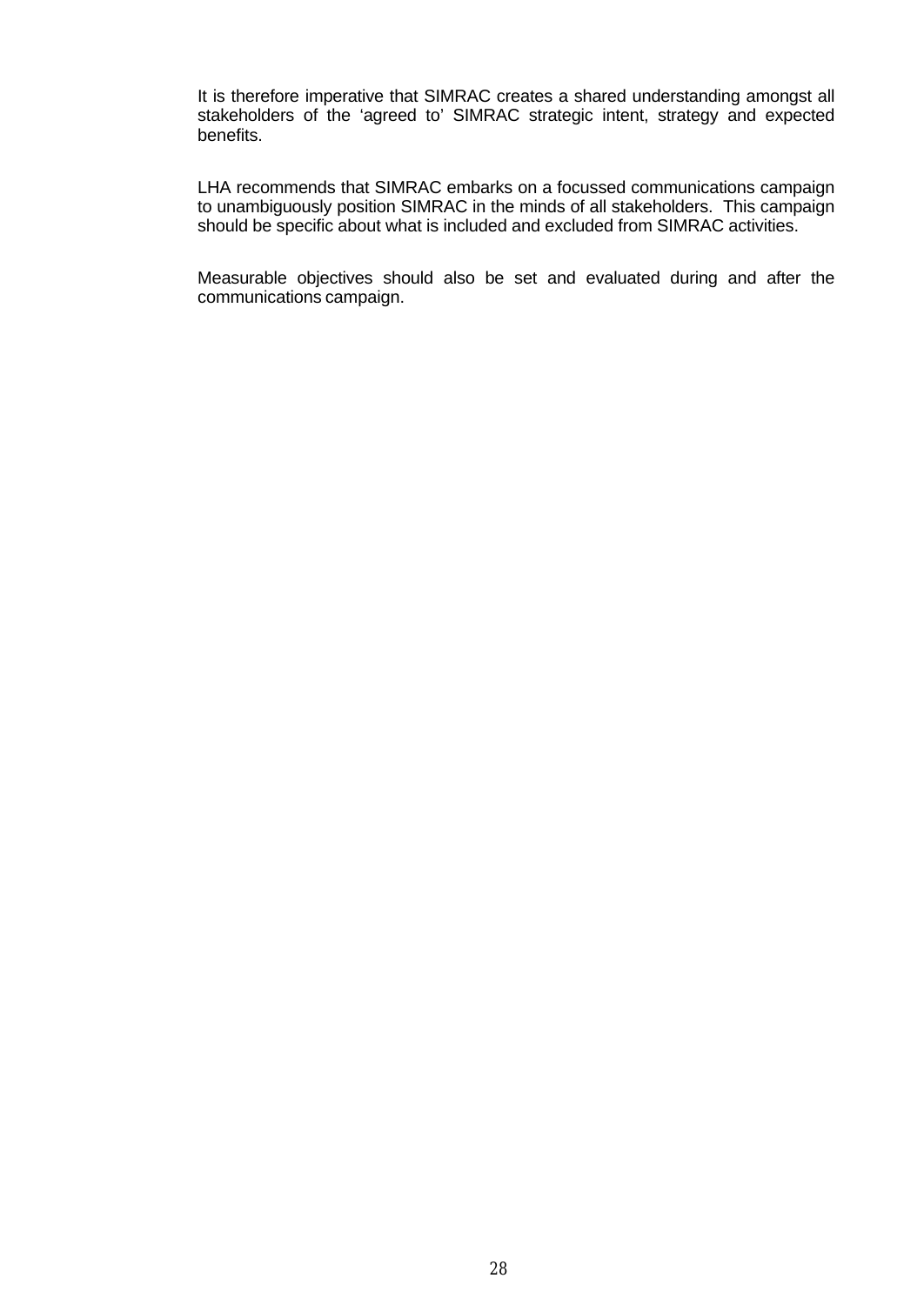It is therefore imperative that SIMRAC creates a shared understanding amongst all stakeholders of the 'agreed to' SIMRAC strategic intent, strategy and expected benefits.

LHA recommends that SIMRAC embarks on a focussed communications campaign to unambiguously position SIMRAC in the minds of all stakeholders. This campaign should be specific about what is included and excluded from SIMRAC activities.

Measurable objectives should also be set and evaluated during and after the communications campaign.